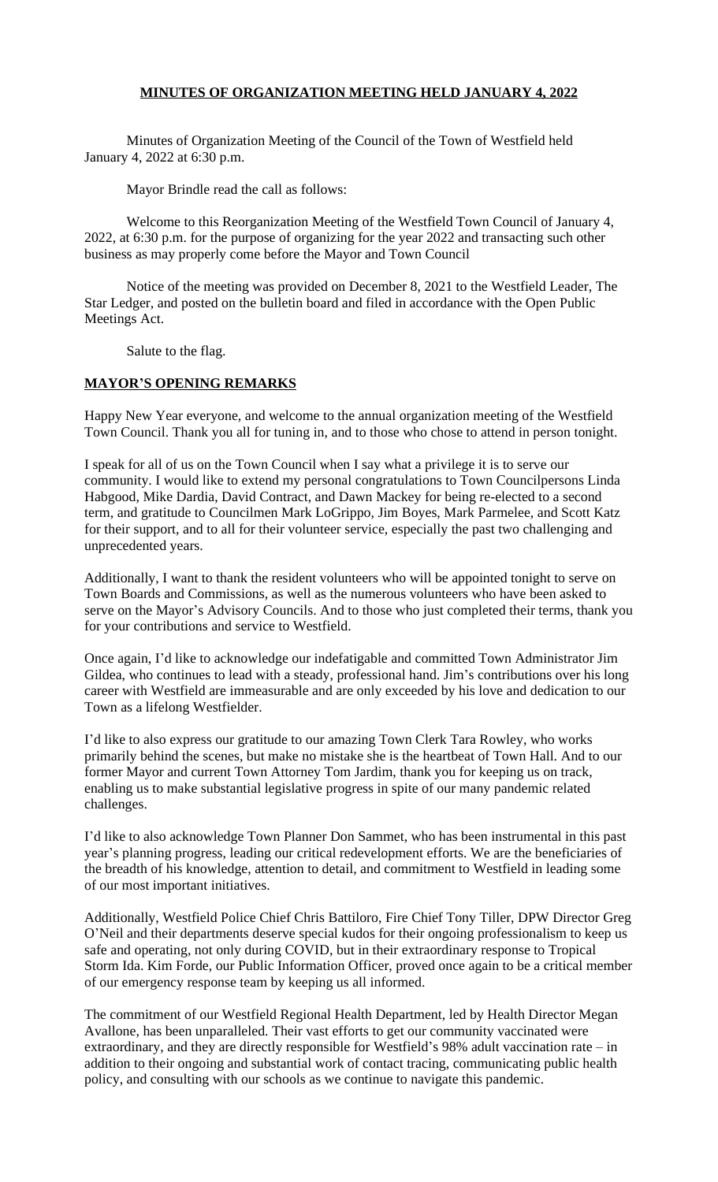# MINUTES OF ORGANIZATION MEETING HELD JANUARY 4, 2022

Minutes of Organization Meeting of the Council of the Town of Westfield held January 4, 2022 at 6:30 p.m.

Mayor Brindle read the call as follows:

Welcome to this Reorganization Meeting of the Westfield Town Council of January 4, 2022, at 6:30 p.m. for the purpose of organizing for the year 2022 and transacting such other business as may properly come before the Mayor and Town Council

Notice of the meeting was provided on December 8, 2021 to the Westfield Leader, The Star Ledger, and posted on the bulletin board and filed in accordance with the Open Public Meetings Act.

Salute to the flag.

## MAYOR'S OPENING REMARKS

Happy New Year everyone, and welcome to the annual organization meeting of the Westfield Town Council. Thank you all for tuning in, and to those who chose to attend in person tonight.

I speak for all of us on the Town Council when I say what a privilege it is to serve our community. I would like to extend my personal congratulations to Town Councilpersons Linda Habgood, Mike Dardia, David Contract, and Dawn Mackey for being re-elected to a second term, and gratitude to Councilmen Mark LoGrippo, Jim Boyes, Mark Parmelee, and Scott Katz for their support, and to all for their volunteer service, especially the past two challenging and unprecedented years.

Additionally, I want to thank the resident volunteers who will be appointed tonight to serve on Town Boards and Commissions, as well as the numerous volunteers who have been asked to serve on the Mayor's Advisory Councils. And to those who just completed their terms, thank you for your contributions and service to Westfield.

Once again, I'd like to acknowledge our indefatigable and committed Town Administrator Jim Gildea, who continues to lead with a steady, professional hand. Jim's contributions over his long career with Westfield are immeasurable and are only exceeded by his love and dedication to our Town as a lifelong Westfielder.

I'd like to also express our gratitude to our amazing Town Clerk Tara Rowley, who works primarily behind the scenes, but make no mistake she is the heartbeat of Town Hall. And to our former Mayor and current Town Attorney Tom Jardim, thank you for keeping us on track, enabling us to make substantial legislative progress in spite of our many pandemic related challenges.

I'd like to also acknowledge Town Planner Don Sammet, who has been instrumental in this past year's planning progress, leading our critical redevelopment efforts. We are the beneficiaries of the breadth of his knowledge, attention to detail, and commitment to Westfield in leading some of our most important initiatives.

Additionally, Westfield Police Chief Chris Battiloro, Fire Chief Tony Tiller, DPW Director Greg O'Neil and their departments deserve special kudos for their ongoing professionalism to keep us safe and operating, not only during COVID, but in their extraordinary response to Tropical Storm Ida. Kim Forde, our Public Information Officer, proved once again to be a critical member of our emergency response team by keeping us all informed.

The commitment of our Westfield Regional Health Department, led by Health Director Megan Avallone, has been unparalleled. Their vast efforts to get our community vaccinated were extraordinary, and they are directly responsible for Westfield's 98% adult vaccination rate – in addition to their ongoing and substantial work of contact tracing, communicating public health policy, and consulting with our schools as we continue to navigate this pandemic.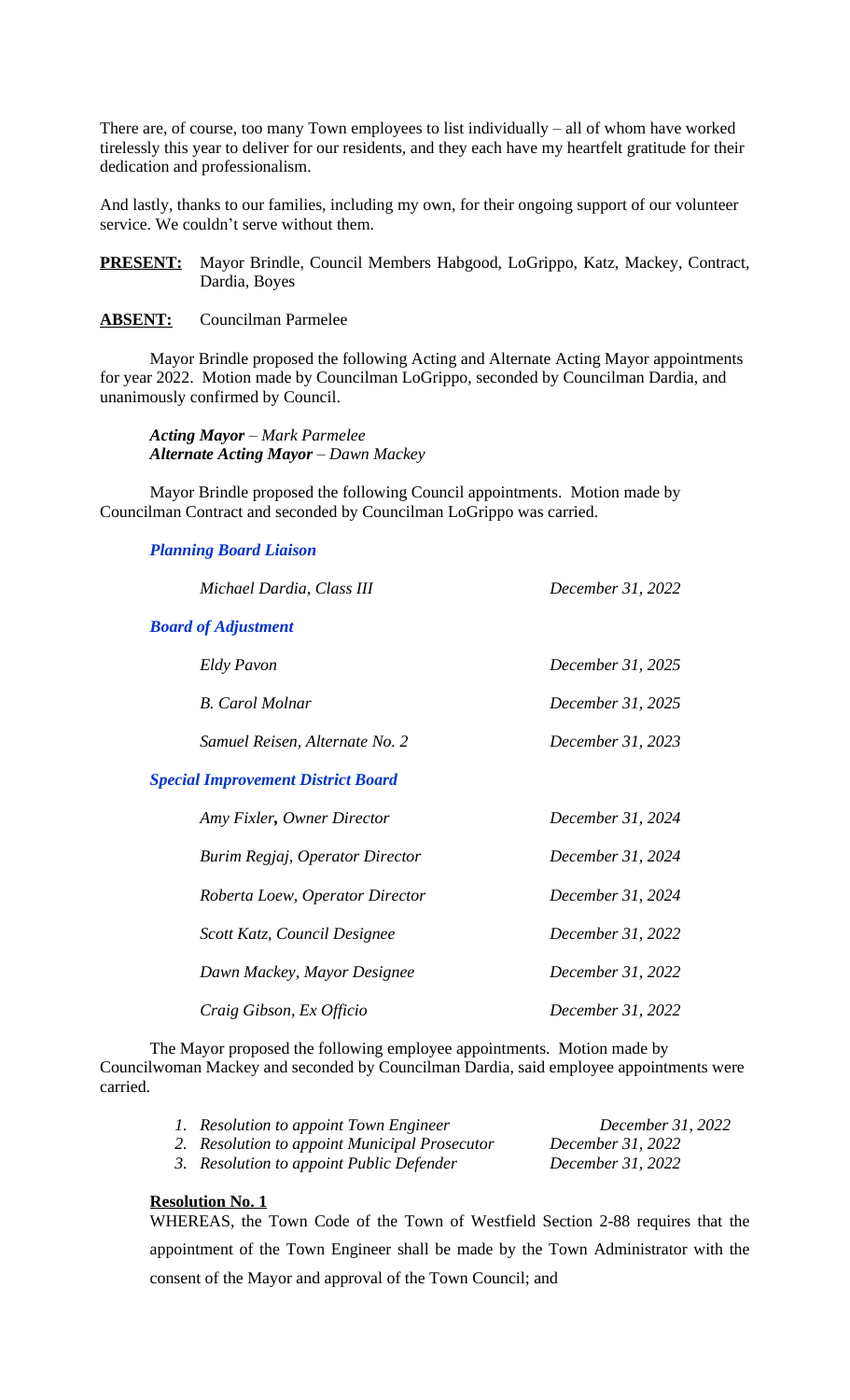There are, of course, too many Town employees to list individually – all of whom have worked tirelessly this year to deliver for our residents, and they each have my heartfelt gratitude for their dedication and professionalism.

And lastly, thanks to our families, including my own, for their ongoing support of our volunteer service. We couldn't serve without them.

**PRESENT:** Mayor Brindle, Council Members Habgood, LoGrippo, Katz, Mackey, Contract, Dardia, Boyes

**ABSENT:** Councilman Parmelee

Mayor Brindle proposed the following Acting and Alternate Acting Mayor appointments for year 2022. Motion made by Councilman LoGrippo, seconded by Councilman Dardia, and unanimously confirmed by Council.

***Acting Mayor*** *– Mark Parmelee*
***Alternate Acting Mayor*** *– Dawn Mackey*

Mayor Brindle proposed the following Council appointments. Motion made by Councilman Contract and seconded by Councilman LoGrippo was carried.

***Planning Board Liaison***

| | |
|---|---|
| *Michael Dardia, Class III* | *December 31, 2022* |

***Board of Adjustment***

| | |
|---|---|
| *Eldy Pavon* | *December 31, 2025* |
| *B. Carol Molnar* | *December 31, 2025* |
| *Samuel Reisen, Alternate No. 2* | *December 31, 2023* |

***Special Improvement District Board***

| | |
|---|---|
| *Amy Fixler, Owner Director* | *December 31, 2024* |
| *Burim Regjaj, Operator Director* | *December 31, 2024* |
| *Roberta Loew, Operator Director* | *December 31, 2024* |
| *Scott Katz, Council Designee* | *December 31, 2022* |
| *Dawn Mackey, Mayor Designee* | *December 31, 2022* |
| *Craig Gibson, Ex Officio* | *December 31, 2022* |

The Mayor proposed the following employee appointments. Motion made by Councilwoman Mackey and seconded by Councilman Dardia, said employee appointments were carried.

| | |
|---|---|
| *1. Resolution to appoint Town Engineer* | *December 31, 2022* |
| *2. Resolution to appoint Municipal Prosecutor* | *December 31, 2022* |
| *3. Resolution to appoint Public Defender* | *December 31, 2022* |

**Resolution No. 1**

WHEREAS, the Town Code of the Town of Westfield Section 2-88 requires that the appointment of the Town Engineer shall be made by the Town Administrator with the consent of the Mayor and approval of the Town Council; and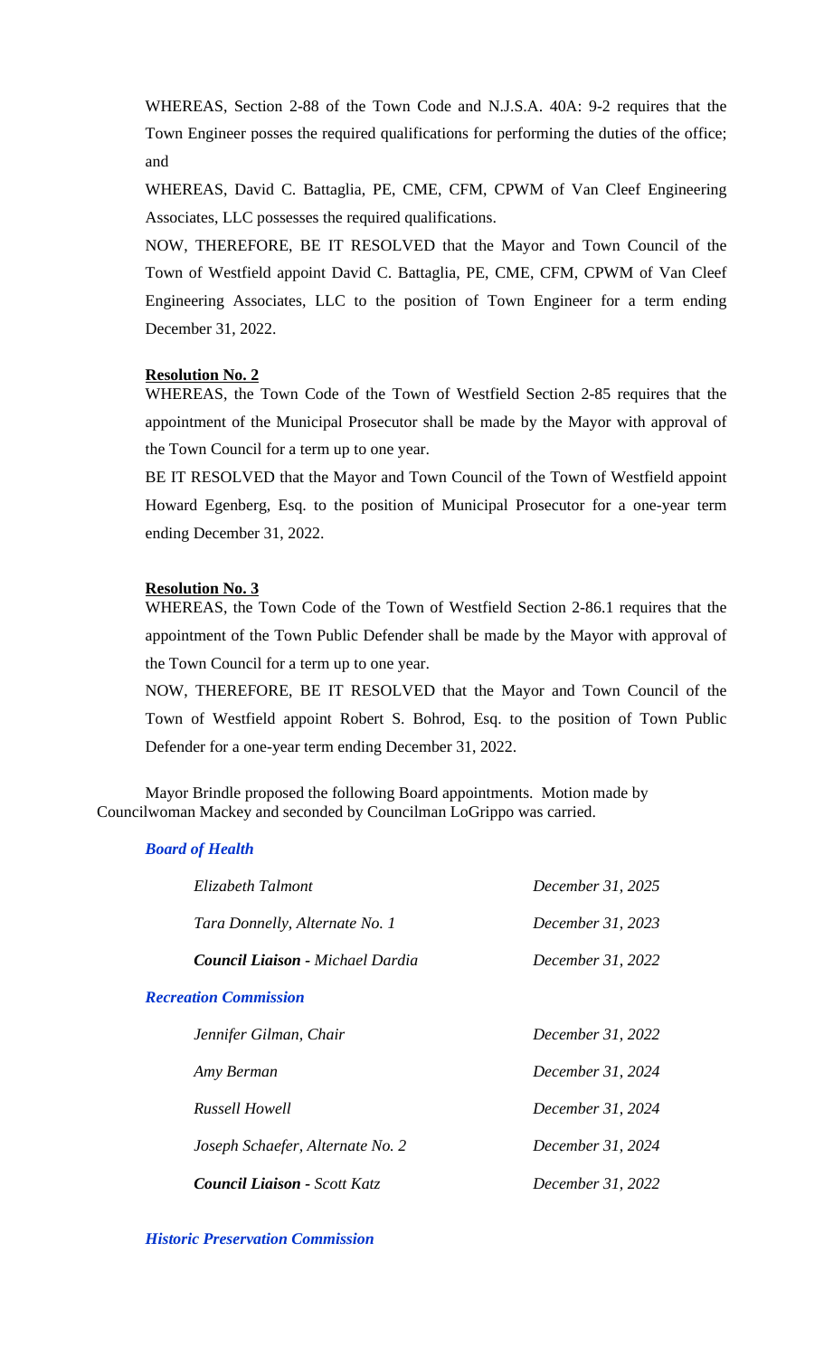WHEREAS, Section 2-88 of the Town Code and N.J.S.A. 40A: 9-2 requires that the Town Engineer posses the required qualifications for performing the duties of the office; and

WHEREAS, David C. Battaglia, PE, CME, CFM, CPWM of Van Cleef Engineering Associates, LLC possesses the required qualifications.

NOW, THEREFORE, BE IT RESOLVED that the Mayor and Town Council of the Town of Westfield appoint David C. Battaglia, PE, CME, CFM, CPWM of Van Cleef Engineering Associates, LLC to the position of Town Engineer for a term ending December 31, 2022.

**Resolution No. 2**

WHEREAS, the Town Code of the Town of Westfield Section 2-85 requires that the appointment of the Municipal Prosecutor shall be made by the Mayor with approval of the Town Council for a term up to one year.

BE IT RESOLVED that the Mayor and Town Council of the Town of Westfield appoint Howard Egenberg, Esq. to the position of Municipal Prosecutor for a one-year term ending December 31, 2022.

**Resolution No. 3**

WHEREAS, the Town Code of the Town of Westfield Section 2-86.1 requires that the appointment of the Town Public Defender shall be made by the Mayor with approval of the Town Council for a term up to one year.

NOW, THEREFORE, BE IT RESOLVED that the Mayor and Town Council of the Town of Westfield appoint Robert S. Bohrod, Esq. to the position of Town Public Defender for a one-year term ending December 31, 2022.

Mayor Brindle proposed the following Board appointments. Motion made by Councilwoman Mackey and seconded by Councilman LoGrippo was carried.

***Board of Health***

| | |
|---|---|
| *Elizabeth Talmont* | *December 31, 2025* |
| *Tara Donnelly, Alternate No. 1* | *December 31, 2023* |
| ***Council Liaison*** *- Michael Dardia* | *December 31, 2022* |

***Recreation Commission***

| | |
|---|---|
| *Jennifer Gilman, Chair* | *December 31, 2022* |
| *Amy Berman* | *December 31, 2024* |
| *Russell Howell* | *December 31, 2024* |
| *Joseph Schaefer, Alternate No. 2* | *December 31, 2024* |
| ***Council Liaison*** *- Scott Katz* | *December 31, 2022* |

***Historic Preservation Commission***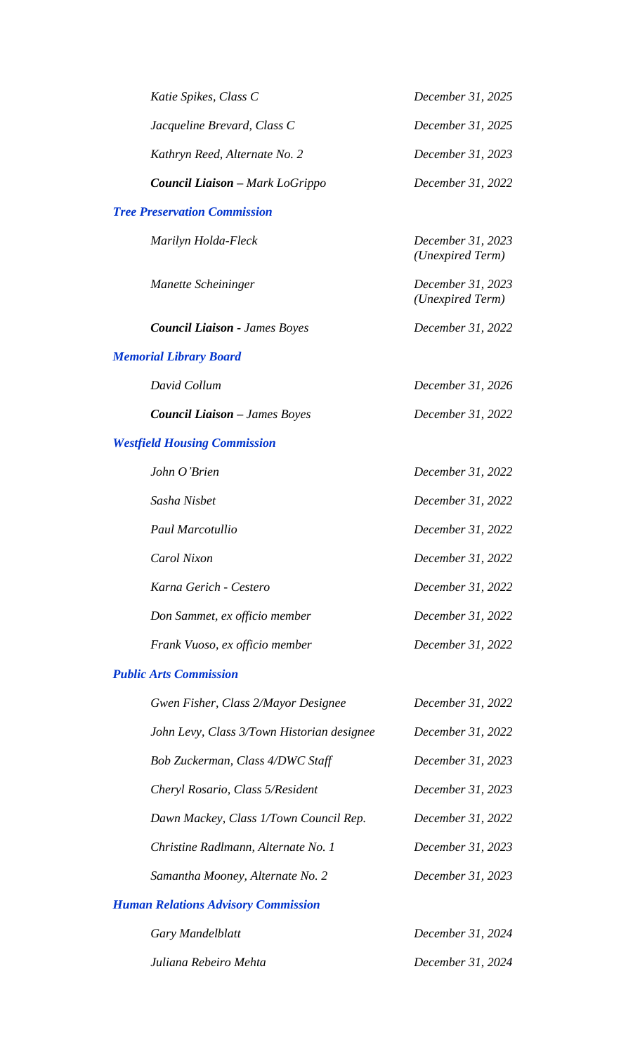| | |
|---|---|
| *Katie Spikes, Class C* | *December 31, 2025* |
| *Jacqueline Brevard, Class C* | *December 31, 2025* |
| *Kathryn Reed, Alternate No. 2* | *December 31, 2023* |
| ***Council Liaison** – Mark LoGrippo* | *December 31, 2022* |

### *Tree Preservation Commission*

| | |
|---|---|
| *Marilyn Holda-Fleck* | *December 31, 2023 (Unexpired Term)* |
| *Manette Scheininger* | *December 31, 2023 (Unexpired Term)* |
| ***Council Liaison** - James Boyes* | *December 31, 2022* |

### *Memorial Library Board*

| | |
|---|---|
| *David Collum* | *December 31, 2026* |
| ***Council Liaison** – James Boyes* | *December 31, 2022* |

### *Westfield Housing Commission*

| | |
|---|---|
| *John O'Brien* | *December 31, 2022* |
| *Sasha Nisbet* | *December 31, 2022* |
| *Paul Marcotullio* | *December 31, 2022* |
| *Carol Nixon* | *December 31, 2022* |
| *Karna Gerich - Cestero* | *December 31, 2022* |
| *Don Sammet, ex officio member* | *December 31, 2022* |
| *Frank Vuoso, ex officio member* | *December 31, 2022* |

### *Public Arts Commission*

| | |
|---|---|
| *Gwen Fisher, Class 2/Mayor Designee* | *December 31, 2022* |
| *John Levy, Class 3/Town Historian designee* | *December 31, 2022* |
| *Bob Zuckerman, Class 4/DWC Staff* | *December 31, 2023* |
| *Cheryl Rosario, Class 5/Resident* | *December 31, 2023* |
| *Dawn Mackey, Class 1/Town Council Rep.* | *December 31, 2022* |
| *Christine Radlmann, Alternate No. 1* | *December 31, 2023* |
| *Samantha Mooney, Alternate No. 2* | *December 31, 2023* |

### *Human Relations Advisory Commission*

| | |
|---|---|
| *Gary Mandelblatt* | *December 31, 2024* |
| *Juliana Rebeiro Mehta* | *December 31, 2024* |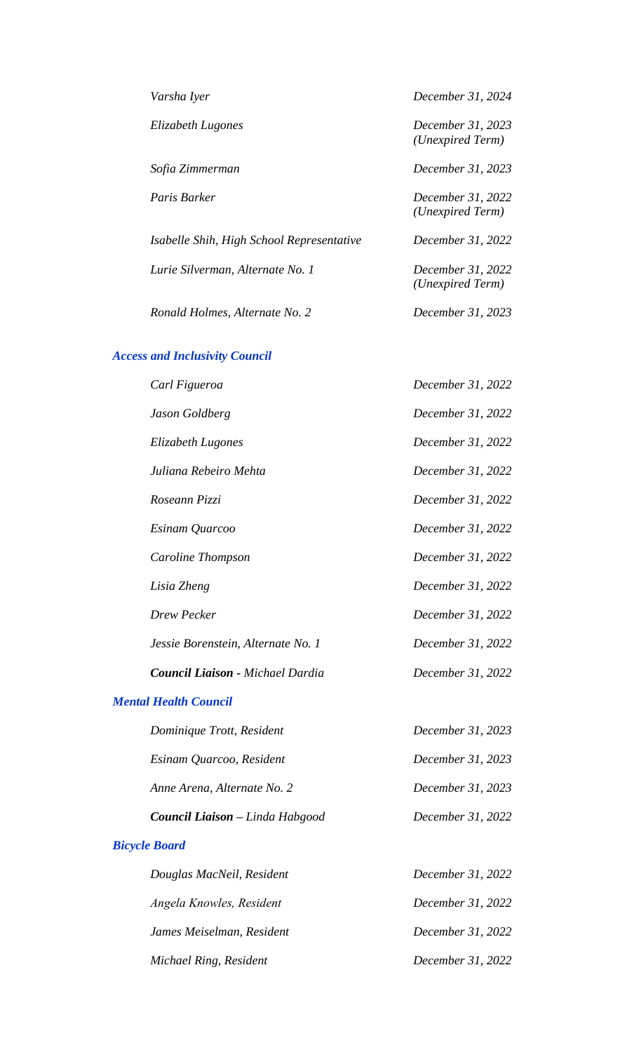| | |
|---|---|
| *Varsha Iyer* | *December 31, 2024* |
| *Elizabeth Lugones* | *December 31, 2023 (Unexpired Term)* |
| *Sofia Zimmerman* | *December 31, 2023* |
| *Paris Barker* | *December 31, 2022 (Unexpired Term)* |
| *Isabelle Shih, High School Representative* | *December 31, 2022* |
| *Lurie Silverman, Alternate No. 1* | *December 31, 2022 (Unexpired Term)* |
| *Ronald Holmes, Alternate No. 2* | *December 31, 2023* |

### *Access and Inclusivity Council*

| | |
|---|---|
| *Carl Figueroa* | *December 31, 2022* |
| *Jason Goldberg* | *December 31, 2022* |
| *Elizabeth Lugones* | *December 31, 2022* |
| *Juliana Rebeiro Mehta* | *December 31, 2022* |
| *Roseann Pizzi* | *December 31, 2022* |
| *Esinam Quarcoo* | *December 31, 2022* |
| *Caroline Thompson* | *December 31, 2022* |
| *Lisia Zheng* | *December 31, 2022* |
| *Drew Pecker* | *December 31, 2022* |
| *Jessie Borenstein, Alternate No. 1* | *December 31, 2022* |
| ***Council Liaison** - Michael Dardia* | *December 31, 2022* |

### *Mental Health Council*

| | |
|---|---|
| *Dominique Trott, Resident* | *December 31, 2023* |
| *Esinam Quarcoo, Resident* | *December 31, 2023* |
| *Anne Arena, Alternate No. 2* | *December 31, 2023* |
| ***Council Liaison** – Linda Habgood* | *December 31, 2022* |

### *Bicycle Board*

| | |
|---|---|
| *Douglas MacNeil, Resident* | *December 31, 2022* |
| *Angela Knowles, Resident* | *December 31, 2022* |
| *James Meiselman, Resident* | *December 31, 2022* |
| *Michael Ring, Resident* | *December 31, 2022* |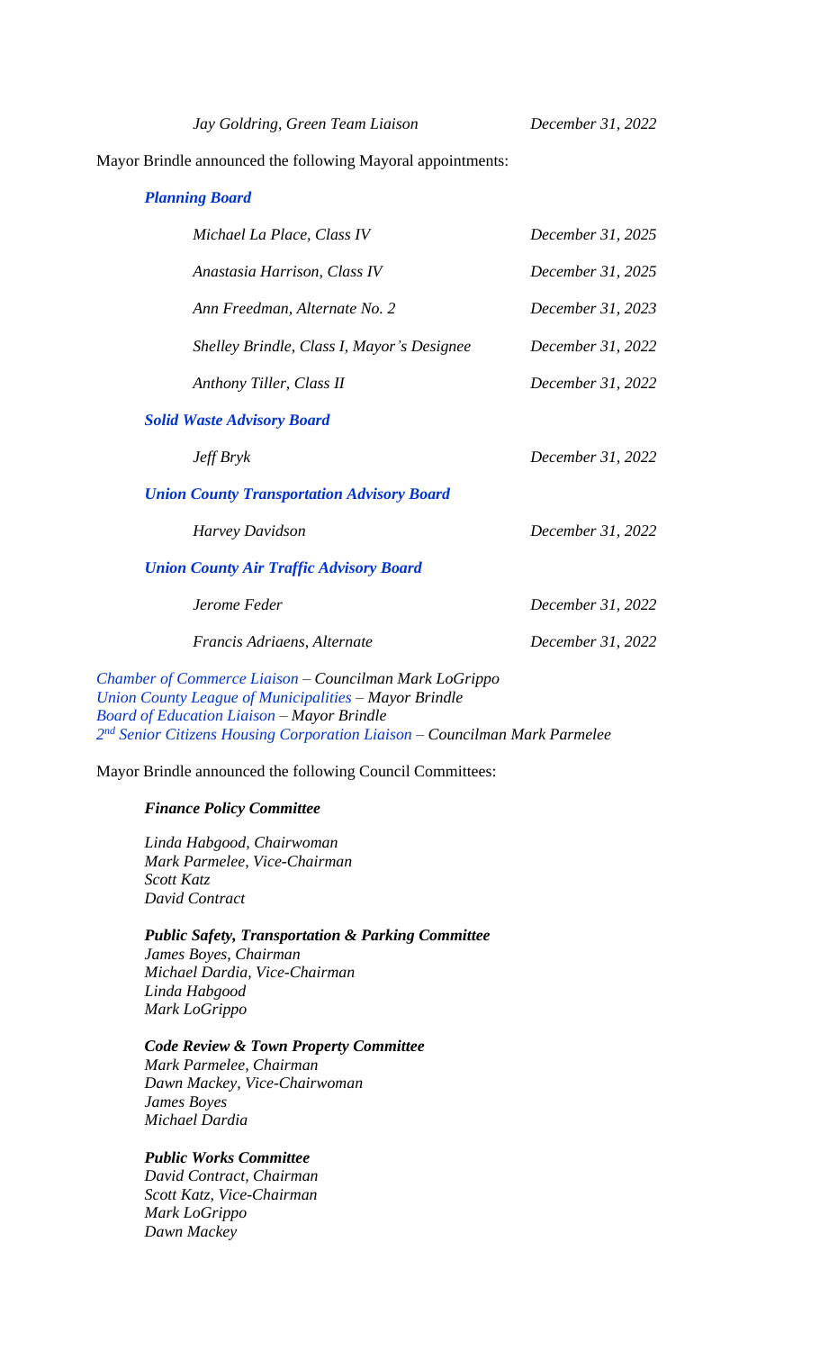| | |
|---|---|
| *Jay Goldring, Green Team Liaison* | *December 31, 2022* |

Mayor Brindle announced the following Mayoral appointments:

***Planning Board***

| | |
|---|---|
| *Michael La Place, Class IV* | *December 31, 2025* |
| *Anastasia Harrison, Class IV* | *December 31, 2025* |
| *Ann Freedman, Alternate No. 2* | *December 31, 2023* |
| *Shelley Brindle, Class I, Mayor's Designee* | *December 31, 2022* |
| *Anthony Tiller, Class II* | *December 31, 2022* |

***Solid Waste Advisory Board***

| | |
|---|---|
| *Jeff Bryk* | *December 31, 2022* |

***Union County Transportation Advisory Board***

| | |
|---|---|
| *Harvey Davidson* | *December 31, 2022* |

***Union County Air Traffic Advisory Board***

| | |
|---|---|
| *Jerome Feder* | *December 31, 2022* |
| *Francis Adriaens, Alternate* | *December 31, 2022* |

*Chamber of Commerce Liaison – Councilman Mark LoGrippo*
*Union County League of Municipalities – Mayor Brindle*
*Board of Education Liaison – Mayor Brindle*
*2nd Senior Citizens Housing Corporation Liaison – Councilman Mark Parmelee*

Mayor Brindle announced the following Council Committees:

***Finance Policy Committee***

*Linda Habgood, Chairwoman*
*Mark Parmelee, Vice-Chairman*
*Scott Katz*
*David Contract*

***Public Safety, Transportation & Parking Committee***
*James Boyes, Chairman*
*Michael Dardia, Vice-Chairman*
*Linda Habgood*
*Mark LoGrippo*

***Code Review & Town Property Committee***
*Mark Parmelee, Chairman*
*Dawn Mackey, Vice-Chairwoman*
*James Boyes*
*Michael Dardia*

***Public Works Committee***
*David Contract, Chairman*
*Scott Katz, Vice-Chairman*
*Mark LoGrippo*
*Dawn Mackey*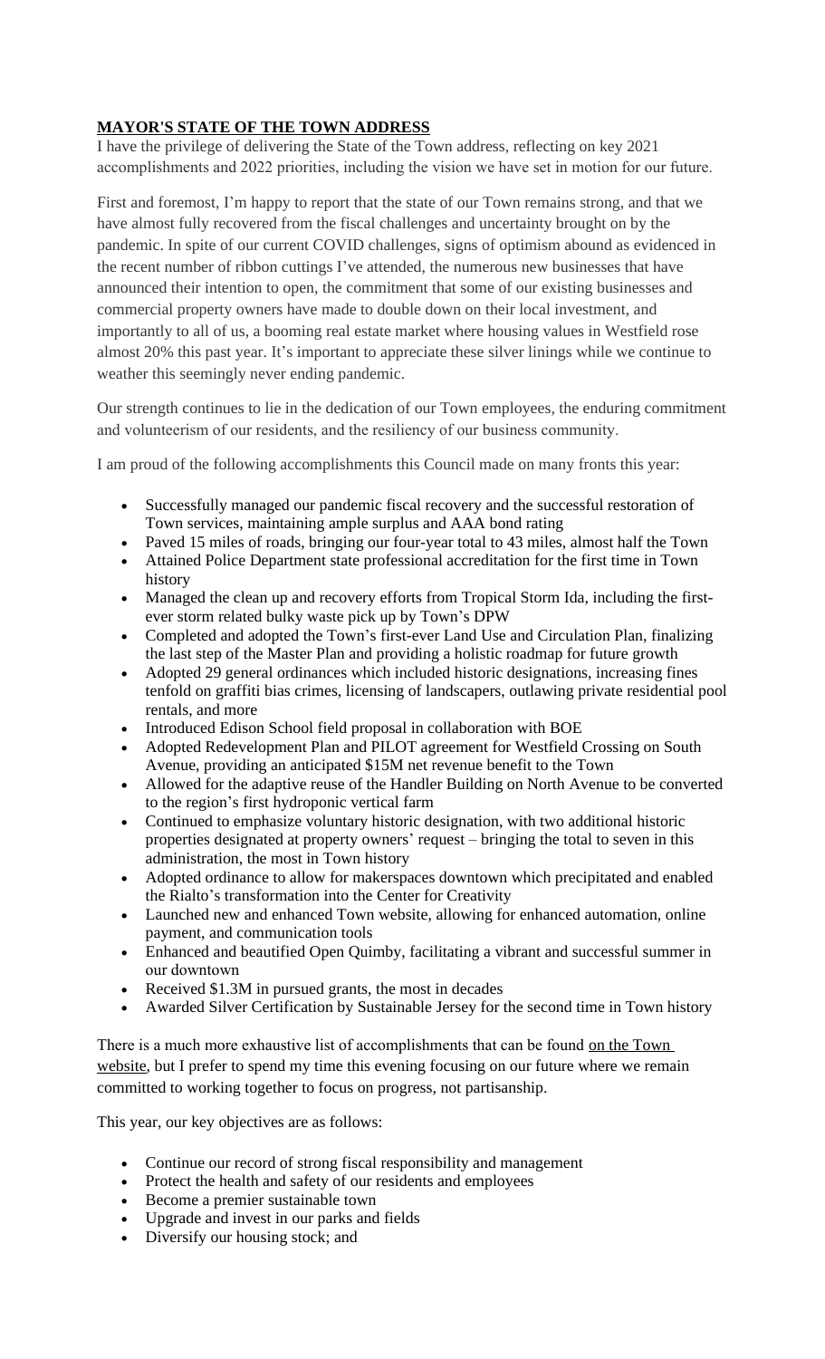## **MAYOR'S STATE OF THE TOWN ADDRESS**

I have the privilege of delivering the State of the Town address, reflecting on key 2021 accomplishments and 2022 priorities, including the vision we have set in motion for our future.

First and foremost, I'm happy to report that the state of our Town remains strong, and that we have almost fully recovered from the fiscal challenges and uncertainty brought on by the pandemic. In spite of our current COVID challenges, signs of optimism abound as evidenced in the recent number of ribbon cuttings I've attended, the numerous new businesses that have announced their intention to open, the commitment that some of our existing businesses and commercial property owners have made to double down on their local investment, and importantly to all of us, a booming real estate market where housing values in Westfield rose almost 20% this past year. It's important to appreciate these silver linings while we continue to weather this seemingly never ending pandemic.

Our strength continues to lie in the dedication of our Town employees, the enduring commitment and volunteerism of our residents, and the resiliency of our business community.

I am proud of the following accomplishments this Council made on many fronts this year:

- Successfully managed our pandemic fiscal recovery and the successful restoration of Town services, maintaining ample surplus and AAA bond rating
- Paved 15 miles of roads, bringing our four-year total to 43 miles, almost half the Town
- Attained Police Department state professional accreditation for the first time in Town history
- Managed the clean up and recovery efforts from Tropical Storm Ida, including the first-ever storm related bulky waste pick up by Town's DPW
- Completed and adopted the Town's first-ever Land Use and Circulation Plan, finalizing the last step of the Master Plan and providing a holistic roadmap for future growth
- Adopted 29 general ordinances which included historic designations, increasing fines tenfold on graffiti bias crimes, licensing of landscapers, outlawing private residential pool rentals, and more
- Introduced Edison School field proposal in collaboration with BOE
- Adopted Redevelopment Plan and PILOT agreement for Westfield Crossing on South Avenue, providing an anticipated $15M net revenue benefit to the Town
- Allowed for the adaptive reuse of the Handler Building on North Avenue to be converted to the region's first hydroponic vertical farm
- Continued to emphasize voluntary historic designation, with two additional historic properties designated at property owners' request – bringing the total to seven in this administration, the most in Town history
- Adopted ordinance to allow for makerspaces downtown which precipitated and enabled the Rialto's transformation into the Center for Creativity
- Launched new and enhanced Town website, allowing for enhanced automation, online payment, and communication tools
- Enhanced and beautified Open Quimby, facilitating a vibrant and successful summer in our downtown
- Received $1.3M in pursued grants, the most in decades
- Awarded Silver Certification by Sustainable Jersey for the second time in Town history

There is a much more exhaustive list of accomplishments that can be found on the Town website, but I prefer to spend my time this evening focusing on our future where we remain committed to working together to focus on progress, not partisanship.

This year, our key objectives are as follows:

- Continue our record of strong fiscal responsibility and management
- Protect the health and safety of our residents and employees
- Become a premier sustainable town
- Upgrade and invest in our parks and fields
- Diversify our housing stock; and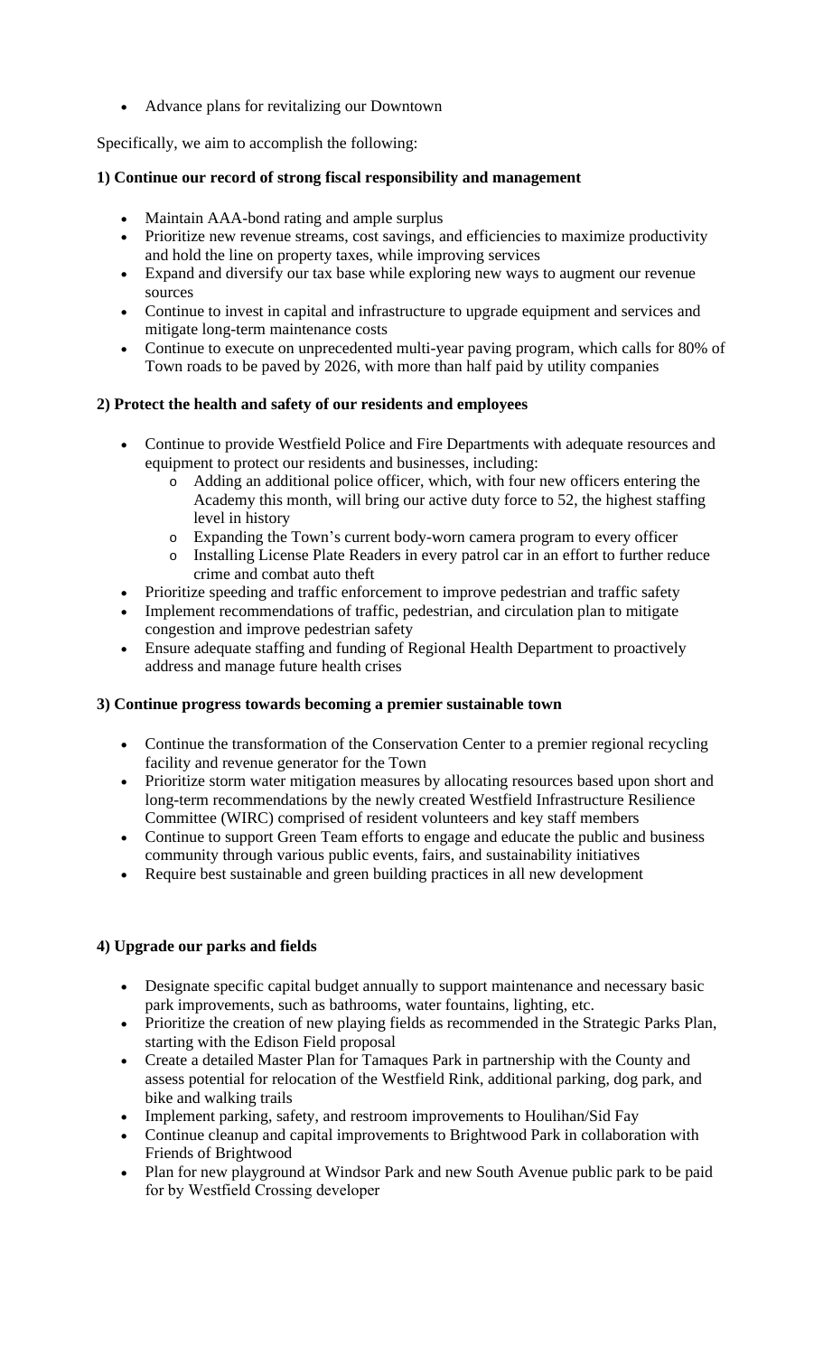- Advance plans for revitalizing our Downtown

Specifically, we aim to accomplish the following:

**1) Continue our record of strong fiscal responsibility and management**

- Maintain AAA-bond rating and ample surplus
- Prioritize new revenue streams, cost savings, and efficiencies to maximize productivity and hold the line on property taxes, while improving services
- Expand and diversify our tax base while exploring new ways to augment our revenue sources
- Continue to invest in capital and infrastructure to upgrade equipment and services and mitigate long-term maintenance costs
- Continue to execute on unprecedented multi-year paving program, which calls for 80% of Town roads to be paved by 2026, with more than half paid by utility companies

**2) Protect the health and safety of our residents and employees**

- Continue to provide Westfield Police and Fire Departments with adequate resources and equipment to protect our residents and businesses, including:
  - Adding an additional police officer, which, with four new officers entering the Academy this month, will bring our active duty force to 52, the highest staffing level in history
  - Expanding the Town's current body-worn camera program to every officer
  - Installing License Plate Readers in every patrol car in an effort to further reduce crime and combat auto theft
- Prioritize speeding and traffic enforcement to improve pedestrian and traffic safety
- Implement recommendations of traffic, pedestrian, and circulation plan to mitigate congestion and improve pedestrian safety
- Ensure adequate staffing and funding of Regional Health Department to proactively address and manage future health crises

**3) Continue progress towards becoming a premier sustainable town**

- Continue the transformation of the Conservation Center to a premier regional recycling facility and revenue generator for the Town
- Prioritize storm water mitigation measures by allocating resources based upon short and long-term recommendations by the newly created Westfield Infrastructure Resilience Committee (WIRC) comprised of resident volunteers and key staff members
- Continue to support Green Team efforts to engage and educate the public and business community through various public events, fairs, and sustainability initiatives
- Require best sustainable and green building practices in all new development

**4) Upgrade our parks and fields**

- Designate specific capital budget annually to support maintenance and necessary basic park improvements, such as bathrooms, water fountains, lighting, etc.
- Prioritize the creation of new playing fields as recommended in the Strategic Parks Plan, starting with the Edison Field proposal
- Create a detailed Master Plan for Tamaques Park in partnership with the County and assess potential for relocation of the Westfield Rink, additional parking, dog park, and bike and walking trails
- Implement parking, safety, and restroom improvements to Houlihan/Sid Fay
- Continue cleanup and capital improvements to Brightwood Park in collaboration with Friends of Brightwood
- Plan for new playground at Windsor Park and new South Avenue public park to be paid for by Westfield Crossing developer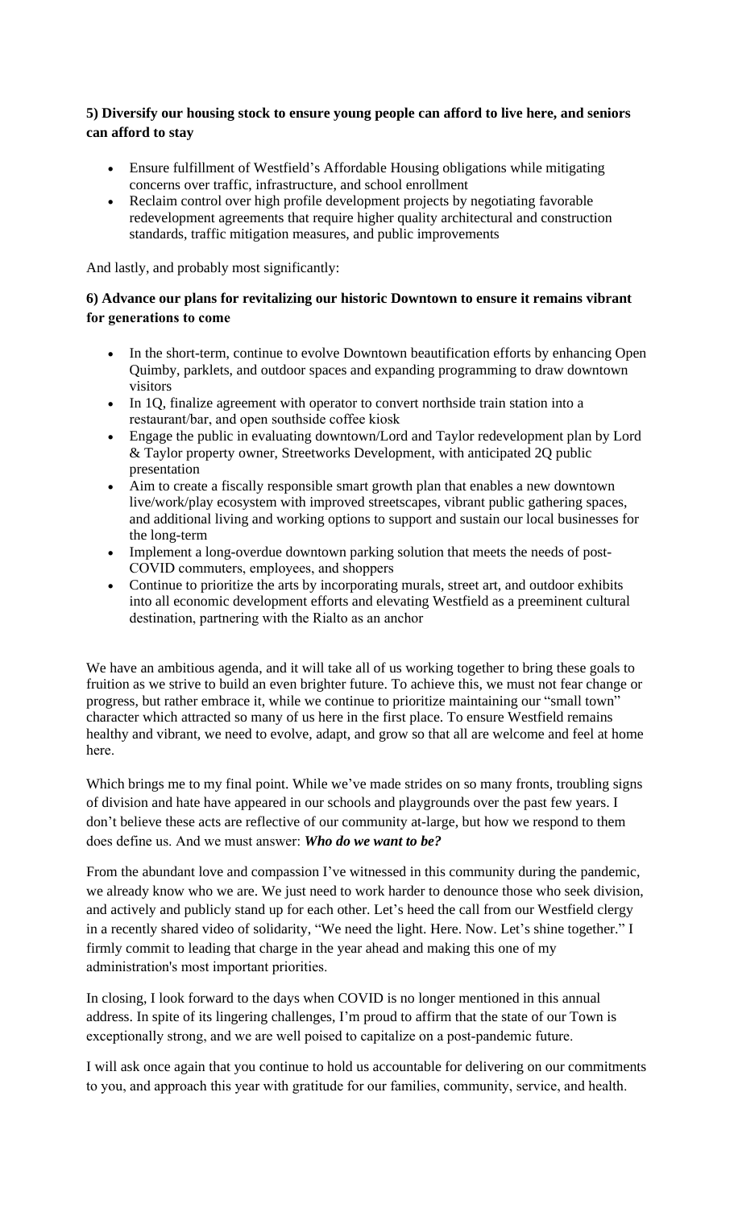**5) Diversify our housing stock to ensure young people can afford to live here, and seniors can afford to stay**

- Ensure fulfillment of Westfield's Affordable Housing obligations while mitigating concerns over traffic, infrastructure, and school enrollment
- Reclaim control over high profile development projects by negotiating favorable redevelopment agreements that require higher quality architectural and construction standards, traffic mitigation measures, and public improvements

And lastly, and probably most significantly:

**6) Advance our plans for revitalizing our historic Downtown to ensure it remains vibrant for generations to come**

- In the short-term, continue to evolve Downtown beautification efforts by enhancing Open Quimby, parklets, and outdoor spaces and expanding programming to draw downtown visitors
- In 1Q, finalize agreement with operator to convert northside train station into a restaurant/bar, and open southside coffee kiosk
- Engage the public in evaluating downtown/Lord and Taylor redevelopment plan by Lord & Taylor property owner, Streetworks Development, with anticipated 2Q public presentation
- Aim to create a fiscally responsible smart growth plan that enables a new downtown live/work/play ecosystem with improved streetscapes, vibrant public gathering spaces, and additional living and working options to support and sustain our local businesses for the long-term
- Implement a long-overdue downtown parking solution that meets the needs of post-COVID commuters, employees, and shoppers
- Continue to prioritize the arts by incorporating murals, street art, and outdoor exhibits into all economic development efforts and elevating Westfield as a preeminent cultural destination, partnering with the Rialto as an anchor

We have an ambitious agenda, and it will take all of us working together to bring these goals to fruition as we strive to build an even brighter future. To achieve this, we must not fear change or progress, but rather embrace it, while we continue to prioritize maintaining our "small town" character which attracted so many of us here in the first place. To ensure Westfield remains healthy and vibrant, we need to evolve, adapt, and grow so that all are welcome and feel at home here.

Which brings me to my final point. While we've made strides on so many fronts, troubling signs of division and hate have appeared in our schools and playgrounds over the past few years. I don't believe these acts are reflective of our community at-large, but how we respond to them does define us. And we must answer: ***Who do we want to be?***

From the abundant love and compassion I've witnessed in this community during the pandemic, we already know who we are. We just need to work harder to denounce those who seek division, and actively and publicly stand up for each other. Let's heed the call from our Westfield clergy in a recently shared video of solidarity, "We need the light. Here. Now. Let's shine together." I firmly commit to leading that charge in the year ahead and making this one of my administration's most important priorities.

In closing, I look forward to the days when COVID is no longer mentioned in this annual address. In spite of its lingering challenges, I'm proud to affirm that the state of our Town is exceptionally strong, and we are well poised to capitalize on a post-pandemic future.

I will ask once again that you continue to hold us accountable for delivering on our commitments to you, and approach this year with gratitude for our families, community, service, and health.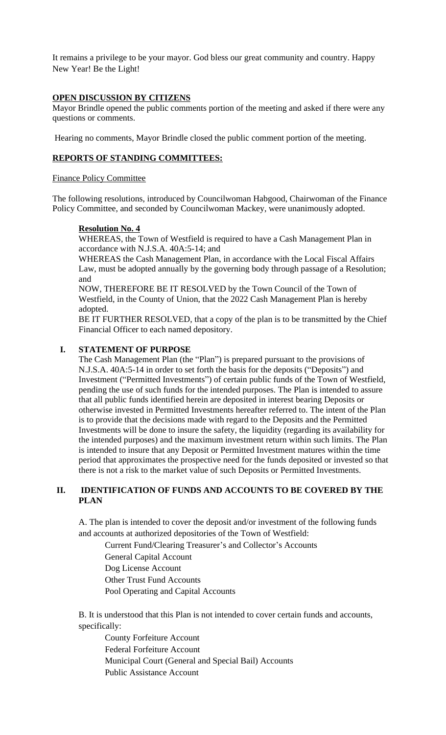It remains a privilege to be your mayor. God bless our great community and country. Happy New Year! Be the Light!

**OPEN DISCUSSION BY CITIZENS**

Mayor Brindle opened the public comments portion of the meeting and asked if there were any questions or comments.

Hearing no comments, Mayor Brindle closed the public comment portion of the meeting.

**REPORTS OF STANDING COMMITTEES:**

Finance Policy Committee

The following resolutions, introduced by Councilwoman Habgood, Chairwoman of the Finance Policy Committee, and seconded by Councilwoman Mackey, were unanimously adopted.

**Resolution No. 4**

WHEREAS, the Town of Westfield is required to have a Cash Management Plan in accordance with N.J.S.A. 40A:5-14; and

WHEREAS the Cash Management Plan, in accordance with the Local Fiscal Affairs Law, must be adopted annually by the governing body through passage of a Resolution; and

NOW, THEREFORE BE IT RESOLVED by the Town Council of the Town of Westfield, in the County of Union, that the 2022 Cash Management Plan is hereby adopted.

BE IT FURTHER RESOLVED, that a copy of the plan is to be transmitted by the Chief Financial Officer to each named depository.

**I. STATEMENT OF PURPOSE**

The Cash Management Plan (the "Plan") is prepared pursuant to the provisions of N.J.S.A. 40A:5-14 in order to set forth the basis for the deposits ("Deposits") and Investment ("Permitted Investments") of certain public funds of the Town of Westfield, pending the use of such funds for the intended purposes. The Plan is intended to assure that all public funds identified herein are deposited in interest bearing Deposits or otherwise invested in Permitted Investments hereafter referred to. The intent of the Plan is to provide that the decisions made with regard to the Deposits and the Permitted Investments will be done to insure the safety, the liquidity (regarding its availability for the intended purposes) and the maximum investment return within such limits. The Plan is intended to insure that any Deposit or Permitted Investment matures within the time period that approximates the prospective need for the funds deposited or invested so that there is not a risk to the market value of such Deposits or Permitted Investments.

**II. IDENTIFICATION OF FUNDS AND ACCOUNTS TO BE COVERED BY THE PLAN**

A. The plan is intended to cover the deposit and/or investment of the following funds and accounts at authorized depositories of the Town of Westfield:

Current Fund/Clearing Treasurer's and Collector's Accounts
General Capital Account
Dog License Account
Other Trust Fund Accounts
Pool Operating and Capital Accounts

B. It is understood that this Plan is not intended to cover certain funds and accounts, specifically:

County Forfeiture Account
Federal Forfeiture Account
Municipal Court (General and Special Bail) Accounts
Public Assistance Account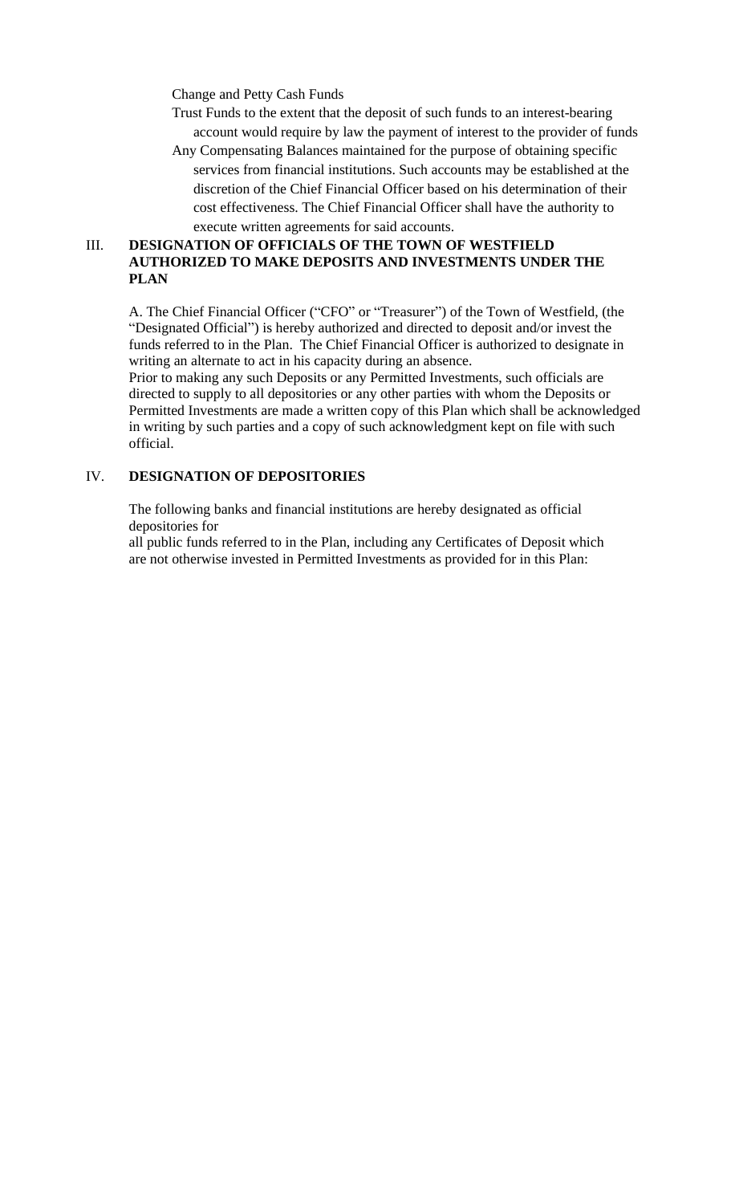Change and Petty Cash Funds

Trust Funds to the extent that the deposit of such funds to an interest-bearing account would require by law the payment of interest to the provider of funds

Any Compensating Balances maintained for the purpose of obtaining specific services from financial institutions. Such accounts may be established at the discretion of the Chief Financial Officer based on his determination of their cost effectiveness. The Chief Financial Officer shall have the authority to execute written agreements for said accounts.

## III. DESIGNATION OF OFFICIALS OF THE TOWN OF WESTFIELD AUTHORIZED TO MAKE DEPOSITS AND INVESTMENTS UNDER THE PLAN

A. The Chief Financial Officer ("CFO" or "Treasurer") of the Town of Westfield, (the "Designated Official") is hereby authorized and directed to deposit and/or invest the funds referred to in the Plan. The Chief Financial Officer is authorized to designate in writing an alternate to act in his capacity during an absence.

Prior to making any such Deposits or any Permitted Investments, such officials are directed to supply to all depositories or any other parties with whom the Deposits or Permitted Investments are made a written copy of this Plan which shall be acknowledged in writing by such parties and a copy of such acknowledgment kept on file with such official.

## IV. DESIGNATION OF DEPOSITORIES

The following banks and financial institutions are hereby designated as official depositories for

all public funds referred to in the Plan, including any Certificates of Deposit which are not otherwise invested in Permitted Investments as provided for in this Plan: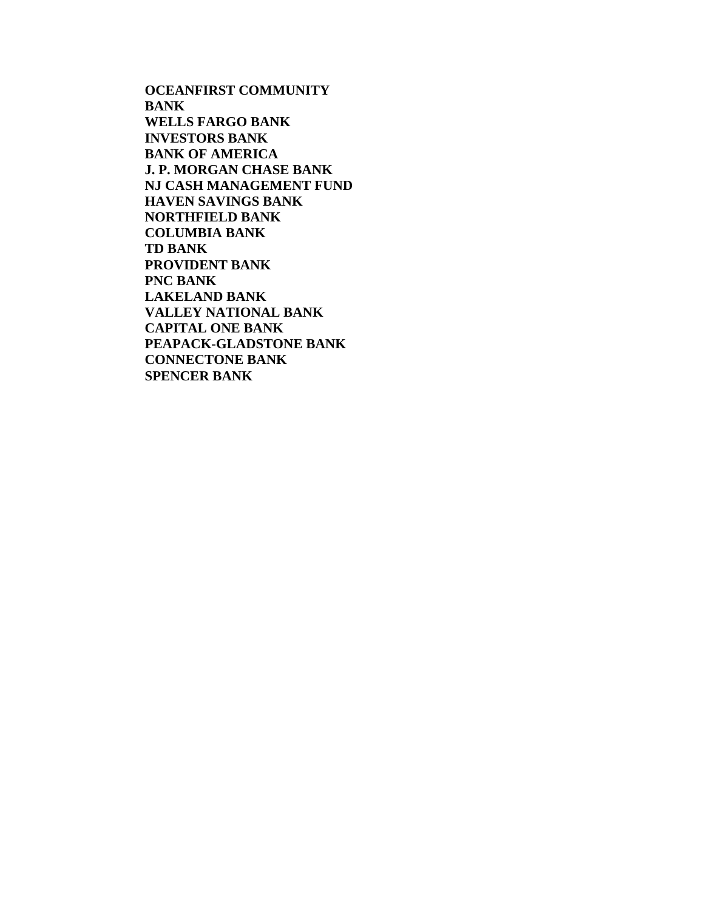**OCEANFIRST COMMUNITY BANK**
**WELLS FARGO BANK**
**INVESTORS BANK**
**BANK OF AMERICA**
**J. P. MORGAN CHASE BANK**
**NJ CASH MANAGEMENT FUND**
**HAVEN SAVINGS BANK**
**NORTHFIELD BANK**
**COLUMBIA BANK**
**TD BANK**
**PROVIDENT BANK**
**PNC BANK**
**LAKELAND BANK**
**VALLEY NATIONAL BANK**
**CAPITAL ONE BANK**
**PEAPACK-GLADSTONE BANK**
**CONNECTONE BANK**
**SPENCER BANK**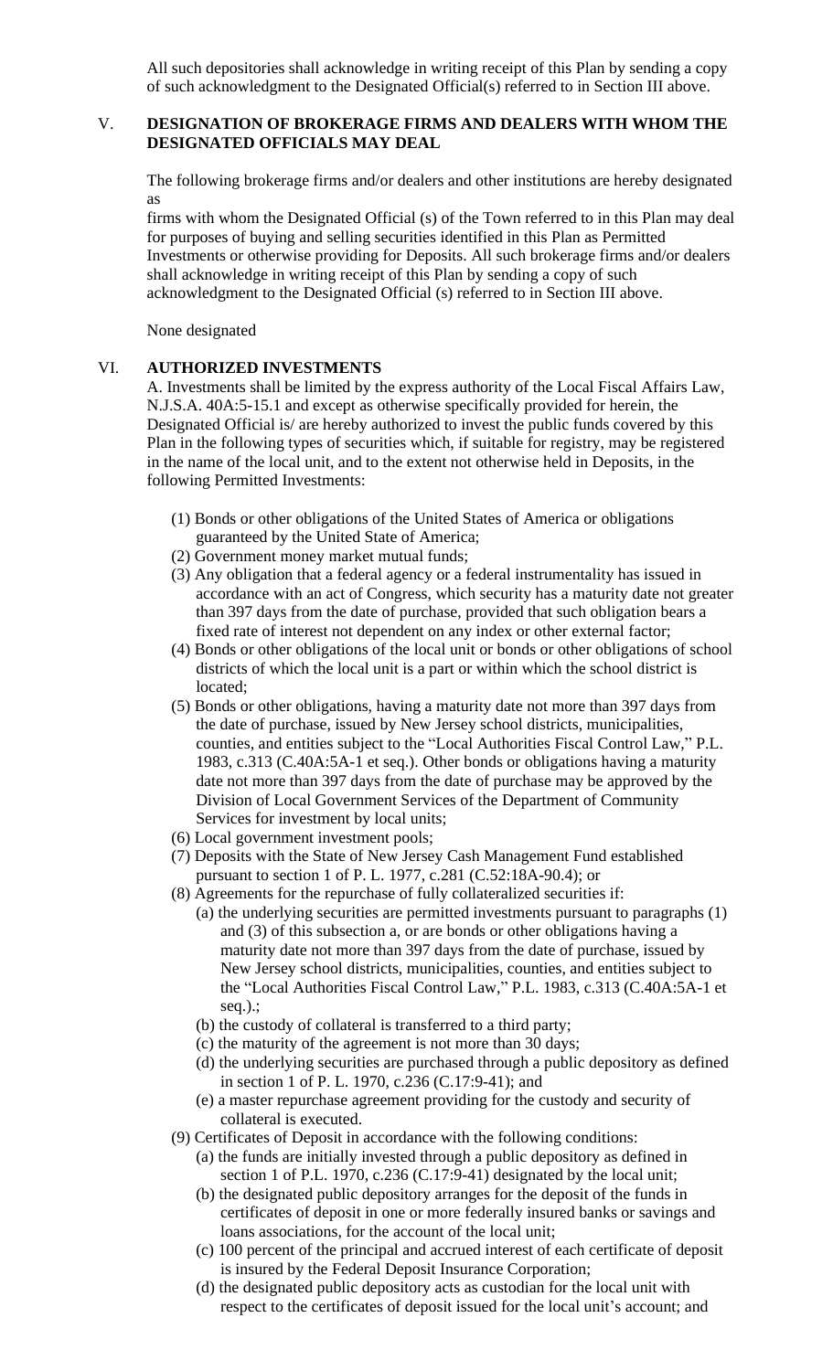All such depositories shall acknowledge in writing receipt of this Plan by sending a copy of such acknowledgment to the Designated Official(s) referred to in Section III above.

## V. DESIGNATION OF BROKERAGE FIRMS AND DEALERS WITH WHOM THE DESIGNATED OFFICIALS MAY DEAL

The following brokerage firms and/or dealers and other institutions are hereby designated as

firms with whom the Designated Official (s) of the Town referred to in this Plan may deal for purposes of buying and selling securities identified in this Plan as Permitted Investments or otherwise providing for Deposits. All such brokerage firms and/or dealers shall acknowledge in writing receipt of this Plan by sending a copy of such acknowledgment to the Designated Official (s) referred to in Section III above.

None designated

## VI. AUTHORIZED INVESTMENTS

A. Investments shall be limited by the express authority of the Local Fiscal Affairs Law, N.J.S.A. 40A:5-15.1 and except as otherwise specifically provided for herein, the Designated Official is/ are hereby authorized to invest the public funds covered by this Plan in the following types of securities which, if suitable for registry, may be registered in the name of the local unit, and to the extent not otherwise held in Deposits, in the following Permitted Investments:

(1) Bonds or other obligations of the United States of America or obligations guaranteed by the United State of America;

(2) Government money market mutual funds;

(3) Any obligation that a federal agency or a federal instrumentality has issued in accordance with an act of Congress, which security has a maturity date not greater than 397 days from the date of purchase, provided that such obligation bears a fixed rate of interest not dependent on any index or other external factor;

(4) Bonds or other obligations of the local unit or bonds or other obligations of school districts of which the local unit is a part or within which the school district is located;

(5) Bonds or other obligations, having a maturity date not more than 397 days from the date of purchase, issued by New Jersey school districts, municipalities, counties, and entities subject to the "Local Authorities Fiscal Control Law," P.L. 1983, c.313 (C.40A:5A-1 et seq.). Other bonds or obligations having a maturity date not more than 397 days from the date of purchase may be approved by the Division of Local Government Services of the Department of Community Services for investment by local units;

(6) Local government investment pools;

(7) Deposits with the State of New Jersey Cash Management Fund established pursuant to section 1 of P. L. 1977, c.281 (C.52:18A-90.4); or

(8) Agreements for the repurchase of fully collateralized securities if:

  (a) the underlying securities are permitted investments pursuant to paragraphs (1) and (3) of this subsection a, or are bonds or other obligations having a maturity date not more than 397 days from the date of purchase, issued by New Jersey school districts, municipalities, counties, and entities subject to the "Local Authorities Fiscal Control Law," P.L. 1983, c.313 (C.40A:5A-1 et seq.).;

  (b) the custody of collateral is transferred to a third party;

  (c) the maturity of the agreement is not more than 30 days;

  (d) the underlying securities are purchased through a public depository as defined in section 1 of P. L. 1970, c.236 (C.17:9-41); and

  (e) a master repurchase agreement providing for the custody and security of collateral is executed.

(9) Certificates of Deposit in accordance with the following conditions:

  (a) the funds are initially invested through a public depository as defined in section 1 of P.L. 1970, c.236 (C.17:9-41) designated by the local unit;

  (b) the designated public depository arranges for the deposit of the funds in certificates of deposit in one or more federally insured banks or savings and loans associations, for the account of the local unit;

  (c) 100 percent of the principal and accrued interest of each certificate of deposit is insured by the Federal Deposit Insurance Corporation;

  (d) the designated public depository acts as custodian for the local unit with respect to the certificates of deposit issued for the local unit's account; and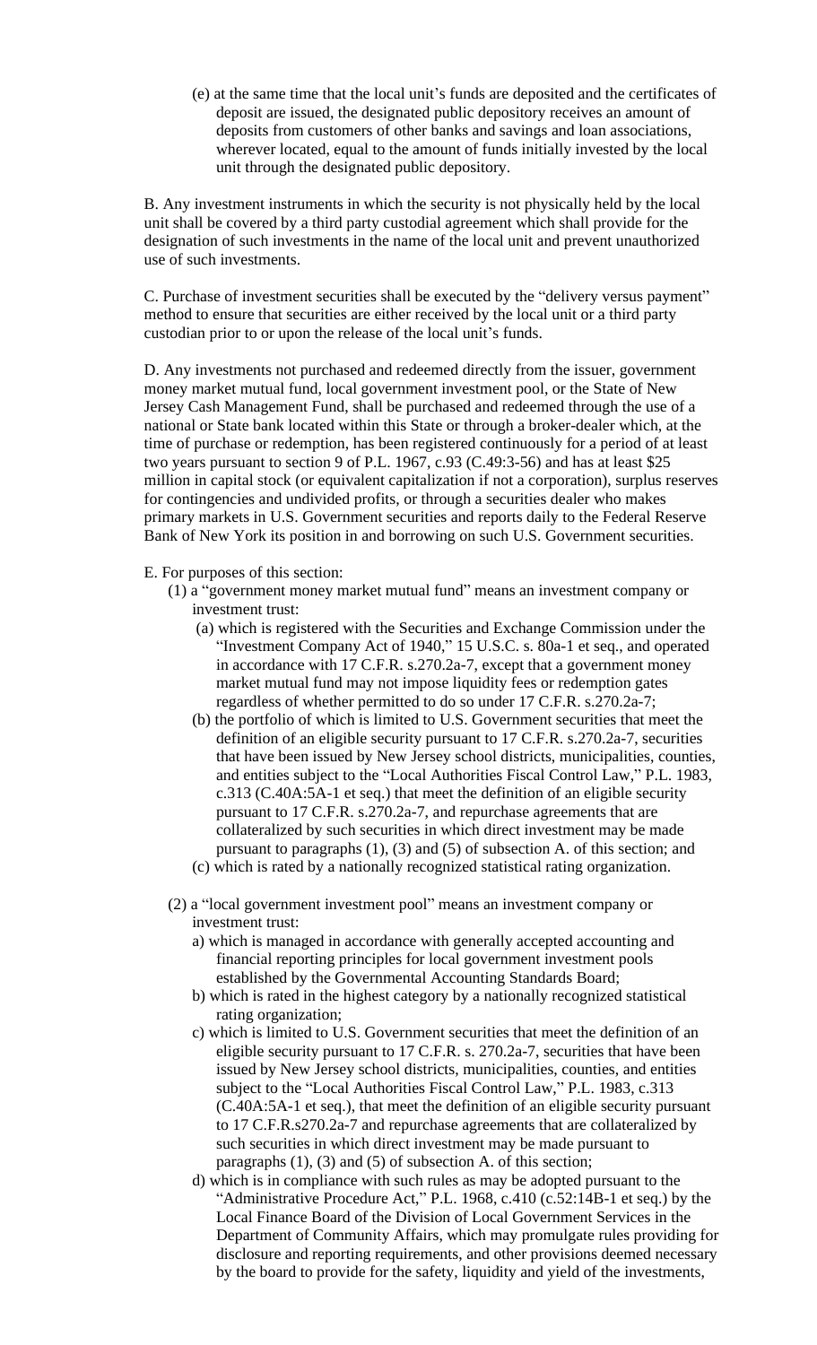(e) at the same time that the local unit's funds are deposited and the certificates of deposit are issued, the designated public depository receives an amount of deposits from customers of other banks and savings and loan associations, wherever located, equal to the amount of funds initially invested by the local unit through the designated public depository.

B. Any investment instruments in which the security is not physically held by the local unit shall be covered by a third party custodial agreement which shall provide for the designation of such investments in the name of the local unit and prevent unauthorized use of such investments.

C. Purchase of investment securities shall be executed by the "delivery versus payment" method to ensure that securities are either received by the local unit or a third party custodian prior to or upon the release of the local unit's funds.

D. Any investments not purchased and redeemed directly from the issuer, government money market mutual fund, local government investment pool, or the State of New Jersey Cash Management Fund, shall be purchased and redeemed through the use of a national or State bank located within this State or through a broker-dealer which, at the time of purchase or redemption, has been registered continuously for a period of at least two years pursuant to section 9 of P.L. 1967, c.93 (C.49:3-56) and has at least $25 million in capital stock (or equivalent capitalization if not a corporation), surplus reserves for contingencies and undivided profits, or through a securities dealer who makes primary markets in U.S. Government securities and reports daily to the Federal Reserve Bank of New York its position in and borrowing on such U.S. Government securities.

E. For purposes of this section:

(1) a "government money market mutual fund" means an investment company or investment trust:

(a) which is registered with the Securities and Exchange Commission under the "Investment Company Act of 1940," 15 U.S.C. s. 80a-1 et seq., and operated in accordance with 17 C.F.R. s.270.2a-7, except that a government money market mutual fund may not impose liquidity fees or redemption gates regardless of whether permitted to do so under 17 C.F.R. s.270.2a-7;

(b) the portfolio of which is limited to U.S. Government securities that meet the definition of an eligible security pursuant to 17 C.F.R. s.270.2a-7, securities that have been issued by New Jersey school districts, municipalities, counties, and entities subject to the "Local Authorities Fiscal Control Law," P.L. 1983, c.313 (C.40A:5A-1 et seq.) that meet the definition of an eligible security pursuant to 17 C.F.R. s.270.2a-7, and repurchase agreements that are collateralized by such securities in which direct investment may be made pursuant to paragraphs (1), (3) and (5) of subsection A. of this section; and

(c) which is rated by a nationally recognized statistical rating organization.

(2) a "local government investment pool" means an investment company or investment trust:

a) which is managed in accordance with generally accepted accounting and financial reporting principles for local government investment pools established by the Governmental Accounting Standards Board;

b) which is rated in the highest category by a nationally recognized statistical rating organization;

c) which is limited to U.S. Government securities that meet the definition of an eligible security pursuant to 17 C.F.R. s. 270.2a-7, securities that have been issued by New Jersey school districts, municipalities, counties, and entities subject to the "Local Authorities Fiscal Control Law," P.L. 1983, c.313 (C.40A:5A-1 et seq.), that meet the definition of an eligible security pursuant to 17 C.F.R.s270.2a-7 and repurchase agreements that are collateralized by such securities in which direct investment may be made pursuant to paragraphs (1), (3) and (5) of subsection A. of this section;

d) which is in compliance with such rules as may be adopted pursuant to the "Administrative Procedure Act," P.L. 1968, c.410 (c.52:14B-1 et seq.) by the Local Finance Board of the Division of Local Government Services in the Department of Community Affairs, which may promulgate rules providing for disclosure and reporting requirements, and other provisions deemed necessary by the board to provide for the safety, liquidity and yield of the investments,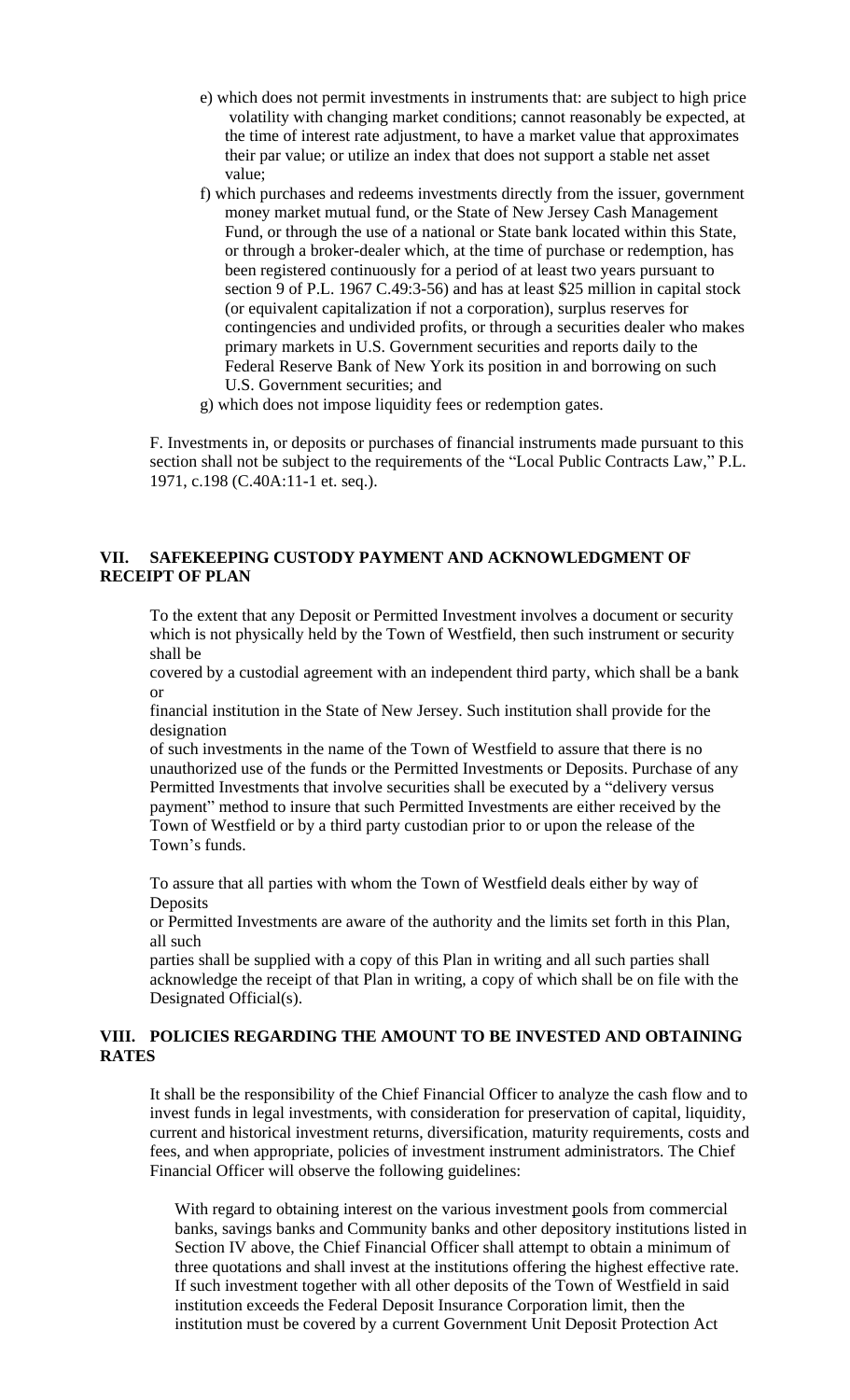e) which does not permit investments in instruments that: are subject to high price volatility with changing market conditions; cannot reasonably be expected, at the time of interest rate adjustment, to have a market value that approximates their par value; or utilize an index that does not support a stable net asset value;

f) which purchases and redeems investments directly from the issuer, government money market mutual fund, or the State of New Jersey Cash Management Fund, or through the use of a national or State bank located within this State, or through a broker-dealer which, at the time of purchase or redemption, has been registered continuously for a period of at least two years pursuant to section 9 of P.L. 1967 C.49:3-56) and has at least $25 million in capital stock (or equivalent capitalization if not a corporation), surplus reserves for contingencies and undivided profits, or through a securities dealer who makes primary markets in U.S. Government securities and reports daily to the Federal Reserve Bank of New York its position in and borrowing on such U.S. Government securities; and

g) which does not impose liquidity fees or redemption gates.

F. Investments in, or deposits or purchases of financial instruments made pursuant to this section shall not be subject to the requirements of the "Local Public Contracts Law," P.L. 1971, c.198 (C.40A:11-1 et. seq.).

## VII. SAFEKEEPING CUSTODY PAYMENT AND ACKNOWLEDGMENT OF RECEIPT OF PLAN

To the extent that any Deposit or Permitted Investment involves a document or security which is not physically held by the Town of Westfield, then such instrument or security shall be covered by a custodial agreement with an independent third party, which shall be a bank or financial institution in the State of New Jersey. Such institution shall provide for the designation of such investments in the name of the Town of Westfield to assure that there is no unauthorized use of the funds or the Permitted Investments or Deposits. Purchase of any Permitted Investments that involve securities shall be executed by a "delivery versus payment" method to insure that such Permitted Investments are either received by the Town of Westfield or by a third party custodian prior to or upon the release of the Town's funds.

To assure that all parties with whom the Town of Westfield deals either by way of Deposits or Permitted Investments are aware of the authority and the limits set forth in this Plan, all such parties shall be supplied with a copy of this Plan in writing and all such parties shall acknowledge the receipt of that Plan in writing, a copy of which shall be on file with the Designated Official(s).

## VIII. POLICIES REGARDING THE AMOUNT TO BE INVESTED AND OBTAINING RATES

It shall be the responsibility of the Chief Financial Officer to analyze the cash flow and to invest funds in legal investments, with consideration for preservation of capital, liquidity, current and historical investment returns, diversification, maturity requirements, costs and fees, and when appropriate, policies of investment instrument administrators. The Chief Financial Officer will observe the following guidelines:

With regard to obtaining interest on the various investment pools from commercial banks, savings banks and Community banks and other depository institutions listed in Section IV above, the Chief Financial Officer shall attempt to obtain a minimum of three quotations and shall invest at the institutions offering the highest effective rate. If such investment together with all other deposits of the Town of Westfield in said institution exceeds the Federal Deposit Insurance Corporation limit, then the institution must be covered by a current Government Unit Deposit Protection Act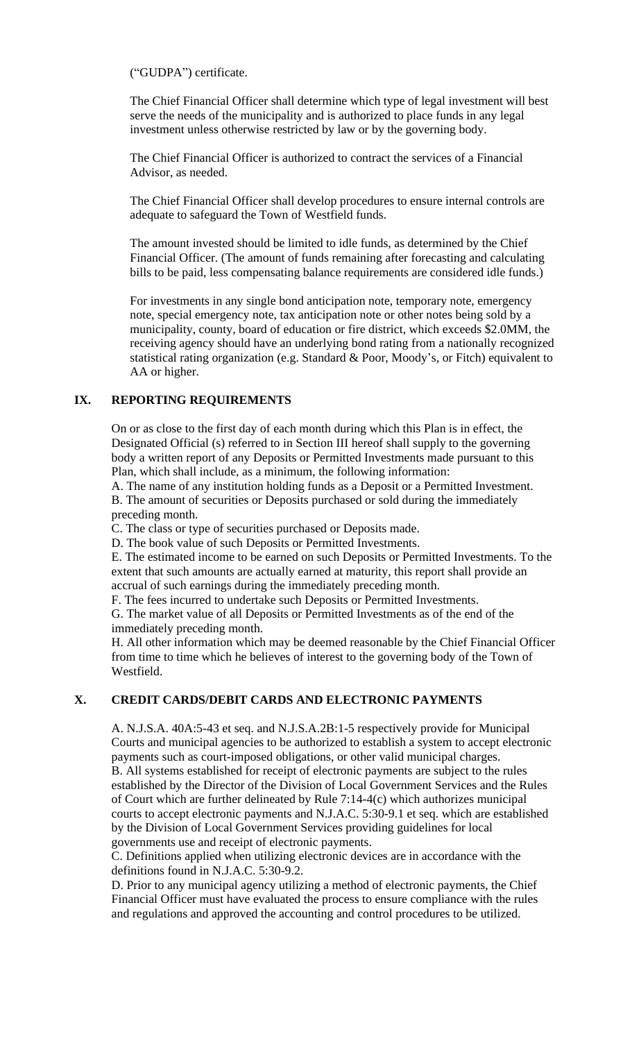("GUDPA") certificate.

The Chief Financial Officer shall determine which type of legal investment will best serve the needs of the municipality and is authorized to place funds in any legal investment unless otherwise restricted by law or by the governing body.

The Chief Financial Officer is authorized to contract the services of a Financial Advisor, as needed.

The Chief Financial Officer shall develop procedures to ensure internal controls are adequate to safeguard the Town of Westfield funds.

The amount invested should be limited to idle funds, as determined by the Chief Financial Officer. (The amount of funds remaining after forecasting and calculating bills to be paid, less compensating balance requirements are considered idle funds.)

For investments in any single bond anticipation note, temporary note, emergency note, special emergency note, tax anticipation note or other notes being sold by a municipality, county, board of education or fire district, which exceeds $2.0MM, the receiving agency should have an underlying bond rating from a nationally recognized statistical rating organization (e.g. Standard & Poor, Moody's, or Fitch) equivalent to AA or higher.

## IX. REPORTING REQUIREMENTS

On or as close to the first day of each month during which this Plan is in effect, the Designated Official (s) referred to in Section III hereof shall supply to the governing body a written report of any Deposits or Permitted Investments made pursuant to this Plan, which shall include, as a minimum, the following information:

A. The name of any institution holding funds as a Deposit or a Permitted Investment.
B. The amount of securities or Deposits purchased or sold during the immediately preceding month.
C. The class or type of securities purchased or Deposits made.
D. The book value of such Deposits or Permitted Investments.
E. The estimated income to be earned on such Deposits or Permitted Investments. To the extent that such amounts are actually earned at maturity, this report shall provide an accrual of such earnings during the immediately preceding month.
F. The fees incurred to undertake such Deposits or Permitted Investments.
G. The market value of all Deposits or Permitted Investments as of the end of the immediately preceding month.
H. All other information which may be deemed reasonable by the Chief Financial Officer from time to time which he believes of interest to the governing body of the Town of Westfield.

## X. CREDIT CARDS/DEBIT CARDS AND ELECTRONIC PAYMENTS

A. N.J.S.A. 40A:5-43 et seq. and N.J.S.A.2B:1-5 respectively provide for Municipal Courts and municipal agencies to be authorized to establish a system to accept electronic payments such as court-imposed obligations, or other valid municipal charges.
B. All systems established for receipt of electronic payments are subject to the rules established by the Director of the Division of Local Government Services and the Rules of Court which are further delineated by Rule 7:14-4(c) which authorizes municipal courts to accept electronic payments and N.J.A.C. 5:30-9.1 et seq. which are established by the Division of Local Government Services providing guidelines for local governments use and receipt of electronic payments.
C. Definitions applied when utilizing electronic devices are in accordance with the definitions found in N.J.A.C. 5:30-9.2.
D. Prior to any municipal agency utilizing a method of electronic payments, the Chief Financial Officer must have evaluated the process to ensure compliance with the rules and regulations and approved the accounting and control procedures to be utilized.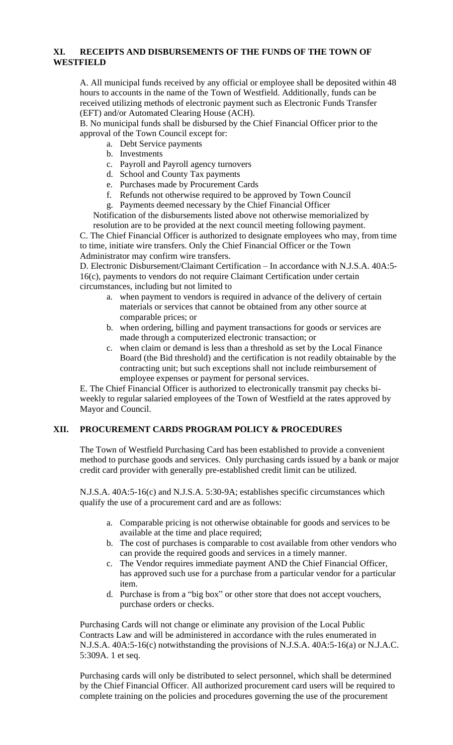## XI. RECEIPTS AND DISBURSEMENTS OF THE FUNDS OF THE TOWN OF WESTFIELD

A. All municipal funds received by any official or employee shall be deposited within 48 hours to accounts in the name of the Town of Westfield. Additionally, funds can be received utilizing methods of electronic payment such as Electronic Funds Transfer (EFT) and/or Automated Clearing House (ACH).

B. No municipal funds shall be disbursed by the Chief Financial Officer prior to the approval of the Town Council except for:

a. Debt Service payments
b. Investments
c. Payroll and Payroll agency turnovers
d. School and County Tax payments
e. Purchases made by Procurement Cards
f. Refunds not otherwise required to be approved by Town Council
g. Payments deemed necessary by the Chief Financial Officer

Notification of the disbursements listed above not otherwise memorialized by resolution are to be provided at the next council meeting following payment.

C. The Chief Financial Officer is authorized to designate employees who may, from time to time, initiate wire transfers. Only the Chief Financial Officer or the Town Administrator may confirm wire transfers.

D. Electronic Disbursement/Claimant Certification – In accordance with N.J.S.A. 40A:5-16(c), payments to vendors do not require Claimant Certification under certain circumstances, including but not limited to

a. when payment to vendors is required in advance of the delivery of certain materials or services that cannot be obtained from any other source at comparable prices; or
b. when ordering, billing and payment transactions for goods or services are made through a computerized electronic transaction; or
c. when claim or demand is less than a threshold as set by the Local Finance Board (the Bid threshold) and the certification is not readily obtainable by the contracting unit; but such exceptions shall not include reimbursement of employee expenses or payment for personal services.

E. The Chief Financial Officer is authorized to electronically transmit pay checks bi-weekly to regular salaried employees of the Town of Westfield at the rates approved by Mayor and Council.

## XII. PROCUREMENT CARDS PROGRAM POLICY & PROCEDURES

The Town of Westfield Purchasing Card has been established to provide a convenient method to purchase goods and services. Only purchasing cards issued by a bank or major credit card provider with generally pre-established credit limit can be utilized.

N.J.S.A. 40A:5-16(c) and N.J.S.A. 5:30-9A; establishes specific circumstances which qualify the use of a procurement card and are as follows:

a. Comparable pricing is not otherwise obtainable for goods and services to be available at the time and place required;
b. The cost of purchases is comparable to cost available from other vendors who can provide the required goods and services in a timely manner.
c. The Vendor requires immediate payment AND the Chief Financial Officer, has approved such use for a purchase from a particular vendor for a particular item.
d. Purchase is from a "big box" or other store that does not accept vouchers, purchase orders or checks.

Purchasing Cards will not change or eliminate any provision of the Local Public Contracts Law and will be administered in accordance with the rules enumerated in N.J.S.A. 40A:5-16(c) notwithstanding the provisions of N.J.S.A. 40A:5-16(a) or N.J.A.C. 5:309A. 1 et seq.

Purchasing cards will only be distributed to select personnel, which shall be determined by the Chief Financial Officer. All authorized procurement card users will be required to complete training on the policies and procedures governing the use of the procurement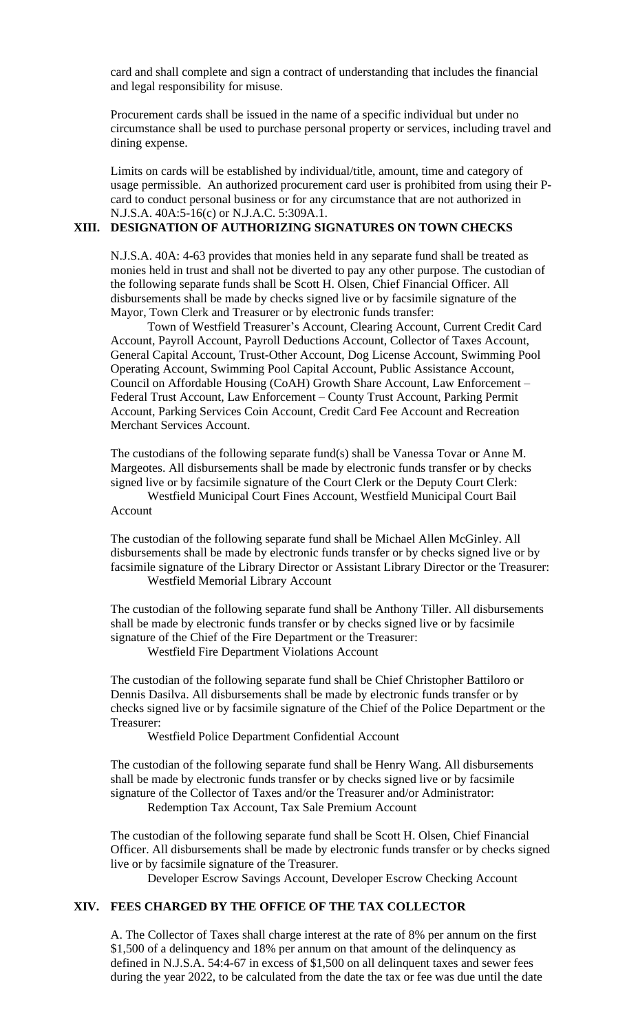card and shall complete and sign a contract of understanding that includes the financial and legal responsibility for misuse.

Procurement cards shall be issued in the name of a specific individual but under no circumstance shall be used to purchase personal property or services, including travel and dining expense.

Limits on cards will be established by individual/title, amount, time and category of usage permissible. An authorized procurement card user is prohibited from using their P-card to conduct personal business or for any circumstance that are not authorized in N.J.S.A. 40A:5-16(c) or N.J.A.C. 5:309A.1.

## XIII. DESIGNATION OF AUTHORIZING SIGNATURES ON TOWN CHECKS

N.J.S.A. 40A: 4-63 provides that monies held in any separate fund shall be treated as monies held in trust and shall not be diverted to pay any other purpose. The custodian of the following separate funds shall be Scott H. Olsen, Chief Financial Officer. All disbursements shall be made by checks signed live or by facsimile signature of the Mayor, Town Clerk and Treasurer or by electronic funds transfer:

Town of Westfield Treasurer's Account, Clearing Account, Current Credit Card Account, Payroll Account, Payroll Deductions Account, Collector of Taxes Account, General Capital Account, Trust-Other Account, Dog License Account, Swimming Pool Operating Account, Swimming Pool Capital Account, Public Assistance Account, Council on Affordable Housing (CoAH) Growth Share Account, Law Enforcement – Federal Trust Account, Law Enforcement – County Trust Account, Parking Permit Account, Parking Services Coin Account, Credit Card Fee Account and Recreation Merchant Services Account.

The custodians of the following separate fund(s) shall be Vanessa Tovar or Anne M. Margeotes. All disbursements shall be made by electronic funds transfer or by checks signed live or by facsimile signature of the Court Clerk or the Deputy Court Clerk:

Westfield Municipal Court Fines Account, Westfield Municipal Court Bail Account

The custodian of the following separate fund shall be Michael Allen McGinley. All disbursements shall be made by electronic funds transfer or by checks signed live or by facsimile signature of the Library Director or Assistant Library Director or the Treasurer:

Westfield Memorial Library Account

The custodian of the following separate fund shall be Anthony Tiller. All disbursements shall be made by electronic funds transfer or by checks signed live or by facsimile signature of the Chief of the Fire Department or the Treasurer:

Westfield Fire Department Violations Account

The custodian of the following separate fund shall be Chief Christopher Battiloro or Dennis Dasilva. All disbursements shall be made by electronic funds transfer or by checks signed live or by facsimile signature of the Chief of the Police Department or the Treasurer:

Westfield Police Department Confidential Account

The custodian of the following separate fund shall be Henry Wang. All disbursements shall be made by electronic funds transfer or by checks signed live or by facsimile signature of the Collector of Taxes and/or the Treasurer and/or Administrator:

Redemption Tax Account, Tax Sale Premium Account

The custodian of the following separate fund shall be Scott H. Olsen, Chief Financial Officer. All disbursements shall be made by electronic funds transfer or by checks signed live or by facsimile signature of the Treasurer.

Developer Escrow Savings Account, Developer Escrow Checking Account

## XIV. FEES CHARGED BY THE OFFICE OF THE TAX COLLECTOR

A. The Collector of Taxes shall charge interest at the rate of 8% per annum on the first $1,500 of a delinquency and 18% per annum on that amount of the delinquency as defined in N.J.S.A. 54:4-67 in excess of $1,500 on all delinquent taxes and sewer fees during the year 2022, to be calculated from the date the tax or fee was due until the date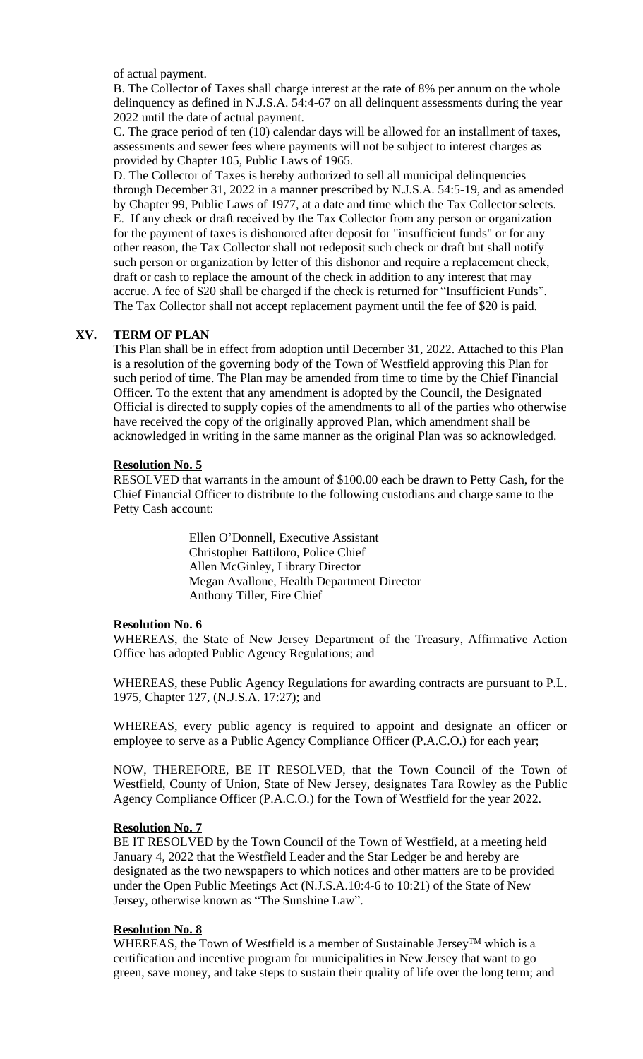of actual payment.

B. The Collector of Taxes shall charge interest at the rate of 8% per annum on the whole delinquency as defined in N.J.S.A. 54:4-67 on all delinquent assessments during the year 2022 until the date of actual payment.

C. The grace period of ten (10) calendar days will be allowed for an installment of taxes, assessments and sewer fees where payments will not be subject to interest charges as provided by Chapter 105, Public Laws of 1965.

D. The Collector of Taxes is hereby authorized to sell all municipal delinquencies through December 31, 2022 in a manner prescribed by N.J.S.A. 54:5-19, and as amended by Chapter 99, Public Laws of 1977, at a date and time which the Tax Collector selects.

E. If any check or draft received by the Tax Collector from any person or organization for the payment of taxes is dishonored after deposit for "insufficient funds" or for any other reason, the Tax Collector shall not redeposit such check or draft but shall notify such person or organization by letter of this dishonor and require a replacement check, draft or cash to replace the amount of the check in addition to any interest that may accrue. A fee of $20 shall be charged if the check is returned for "Insufficient Funds". The Tax Collector shall not accept replacement payment until the fee of $20 is paid.

## XV. TERM OF PLAN

This Plan shall be in effect from adoption until December 31, 2022. Attached to this Plan is a resolution of the governing body of the Town of Westfield approving this Plan for such period of time. The Plan may be amended from time to time by the Chief Financial Officer. To the extent that any amendment is adopted by the Council, the Designated Official is directed to supply copies of the amendments to all of the parties who otherwise have received the copy of the originally approved Plan, which amendment shall be acknowledged in writing in the same manner as the original Plan was so acknowledged.

**Resolution No. 5**

RESOLVED that warrants in the amount of $100.00 each be drawn to Petty Cash, for the Chief Financial Officer to distribute to the following custodians and charge same to the Petty Cash account:

Ellen O'Donnell, Executive Assistant
Christopher Battiloro, Police Chief
Allen McGinley, Library Director
Megan Avallone, Health Department Director
Anthony Tiller, Fire Chief

**Resolution No. 6**

WHEREAS, the State of New Jersey Department of the Treasury, Affirmative Action Office has adopted Public Agency Regulations; and

WHEREAS, these Public Agency Regulations for awarding contracts are pursuant to P.L. 1975, Chapter 127, (N.J.S.A. 17:27); and

WHEREAS, every public agency is required to appoint and designate an officer or employee to serve as a Public Agency Compliance Officer (P.A.C.O.) for each year;

NOW, THEREFORE, BE IT RESOLVED, that the Town Council of the Town of Westfield, County of Union, State of New Jersey, designates Tara Rowley as the Public Agency Compliance Officer (P.A.C.O.) for the Town of Westfield for the year 2022.

**Resolution No. 7**

BE IT RESOLVED by the Town Council of the Town of Westfield, at a meeting held January 4, 2022 that the Westfield Leader and the Star Ledger be and hereby are designated as the two newspapers to which notices and other matters are to be provided under the Open Public Meetings Act (N.J.S.A.10:4-6 to 10:21) of the State of New Jersey, otherwise known as "The Sunshine Law".

**Resolution No. 8**

WHEREAS, the Town of Westfield is a member of Sustainable Jersey™ which is a certification and incentive program for municipalities in New Jersey that want to go green, save money, and take steps to sustain their quality of life over the long term; and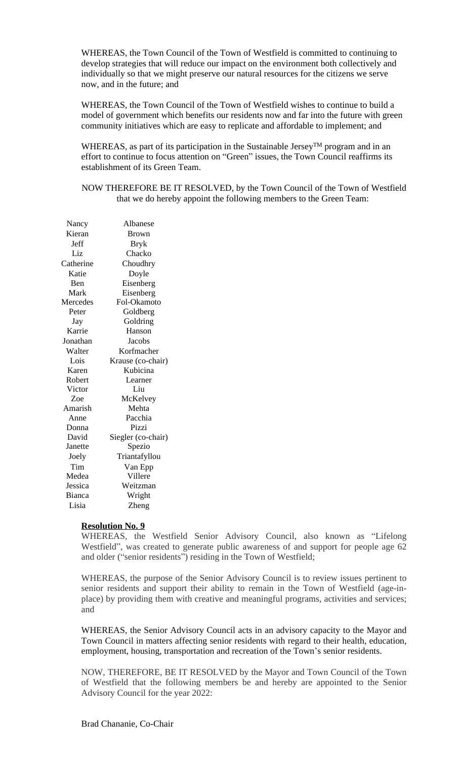WHEREAS, the Town Council of the Town of Westfield is committed to continuing to develop strategies that will reduce our impact on the environment both collectively and individually so that we might preserve our natural resources for the citizens we serve now, and in the future; and

WHEREAS, the Town Council of the Town of Westfield wishes to continue to build a model of government which benefits our residents now and far into the future with green community initiatives which are easy to replicate and affordable to implement; and

WHEREAS, as part of its participation in the Sustainable Jersey™ program and in an effort to continue to focus attention on "Green" issues, the Town Council reaffirms its establishment of its Green Team.

NOW THEREFORE BE IT RESOLVED, by the Town Council of the Town of Westfield that we do hereby appoint the following members to the Green Team:

| | |
|---|---|
| Nancy | Albanese |
| Kieran | Brown |
| Jeff | Bryk |
| Liz | Chacko |
| Catherine | Choudhry |
| Katie | Doyle |
| Ben | Eisenberg |
| Mark | Eisenberg |
| Mercedes | Fol-Okamoto |
| Peter | Goldberg |
| Jay | Goldring |
| Karrie | Hanson |
| Jonathan | Jacobs |
| Walter | Korfmacher |
| Lois | Krause (co-chair) |
| Karen | Kubicina |
| Robert | Learner |
| Victor | Liu |
| Zoe | McKelvey |
| Amarish | Mehta |
| Anne | Pacchia |
| Donna | Pizzi |
| David | Siegler (co-chair) |
| Janette | Spezio |
| Joely | Triantafyllou |
| Tim | Van Epp |
| Medea | Villere |
| Jessica | Weitzman |
| Bianca | Wright |
| Lisia | Zheng |

**Resolution No. 9**

WHEREAS, the Westfield Senior Advisory Council, also known as "Lifelong Westfield", was created to generate public awareness of and support for people age 62 and older ("senior residents") residing in the Town of Westfield;

WHEREAS, the purpose of the Senior Advisory Council is to review issues pertinent to senior residents and support their ability to remain in the Town of Westfield (age-in-place) by providing them with creative and meaningful programs, activities and services; and

WHEREAS, the Senior Advisory Council acts in an advisory capacity to the Mayor and Town Council in matters affecting senior residents with regard to their health, education, employment, housing, transportation and recreation of the Town's senior residents.

NOW, THEREFORE, BE IT RESOLVED by the Mayor and Town Council of the Town of Westfield that the following members be and hereby are appointed to the Senior Advisory Council for the year 2022:

Brad Chananie, Co-Chair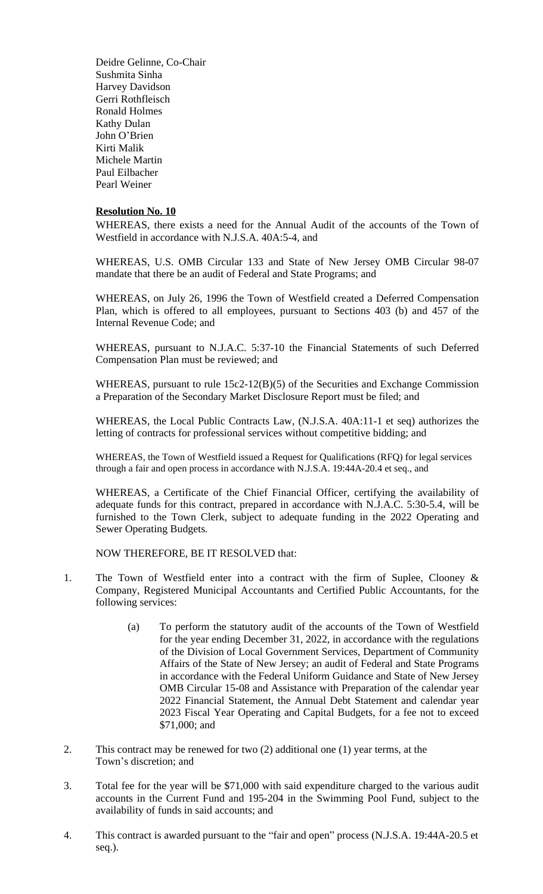Deidre Gelinne, Co-Chair
Sushmita Sinha
Harvey Davidson
Gerri Rothfleisch
Ronald Holmes
Kathy Dulan
John O'Brien
Kirti Malik
Michele Martin
Paul Eilbacher
Pearl Weiner

**Resolution No. 10**

WHEREAS, there exists a need for the Annual Audit of the accounts of the Town of Westfield in accordance with N.J.S.A. 40A:5-4, and

WHEREAS, U.S. OMB Circular 133 and State of New Jersey OMB Circular 98-07 mandate that there be an audit of Federal and State Programs; and

WHEREAS, on July 26, 1996 the Town of Westfield created a Deferred Compensation Plan, which is offered to all employees, pursuant to Sections 403 (b) and 457 of the Internal Revenue Code; and

WHEREAS, pursuant to N.J.A.C. 5:37-10 the Financial Statements of such Deferred Compensation Plan must be reviewed; and

WHEREAS, pursuant to rule 15c2-12(B)(5) of the Securities and Exchange Commission a Preparation of the Secondary Market Disclosure Report must be filed; and

WHEREAS, the Local Public Contracts Law, (N.J.S.A. 40A:11-1 et seq) authorizes the letting of contracts for professional services without competitive bidding; and

WHEREAS, the Town of Westfield issued a Request for Qualifications (RFQ) for legal services through a fair and open process in accordance with N.J.S.A. 19:44A-20.4 et seq., and

WHEREAS, a Certificate of the Chief Financial Officer, certifying the availability of adequate funds for this contract, prepared in accordance with N.J.A.C. 5:30-5.4, will be furnished to the Town Clerk, subject to adequate funding in the 2022 Operating and Sewer Operating Budgets.

NOW THEREFORE, BE IT RESOLVED that:

1. The Town of Westfield enter into a contract with the firm of Suplee, Clooney & Company, Registered Municipal Accountants and Certified Public Accountants, for the following services:

    (a) To perform the statutory audit of the accounts of the Town of Westfield for the year ending December 31, 2022, in accordance with the regulations of the Division of Local Government Services, Department of Community Affairs of the State of New Jersey; an audit of Federal and State Programs in accordance with the Federal Uniform Guidance and State of New Jersey OMB Circular 15-08 and Assistance with Preparation of the calendar year 2022 Financial Statement, the Annual Debt Statement and calendar year 2023 Fiscal Year Operating and Capital Budgets, for a fee not to exceed $71,000; and

2. This contract may be renewed for two (2) additional one (1) year terms, at the Town's discretion; and

3. Total fee for the year will be $71,000 with said expenditure charged to the various audit accounts in the Current Fund and 195-204 in the Swimming Pool Fund, subject to the availability of funds in said accounts; and

4. This contract is awarded pursuant to the "fair and open" process (N.J.S.A. 19:44A-20.5 et seq.).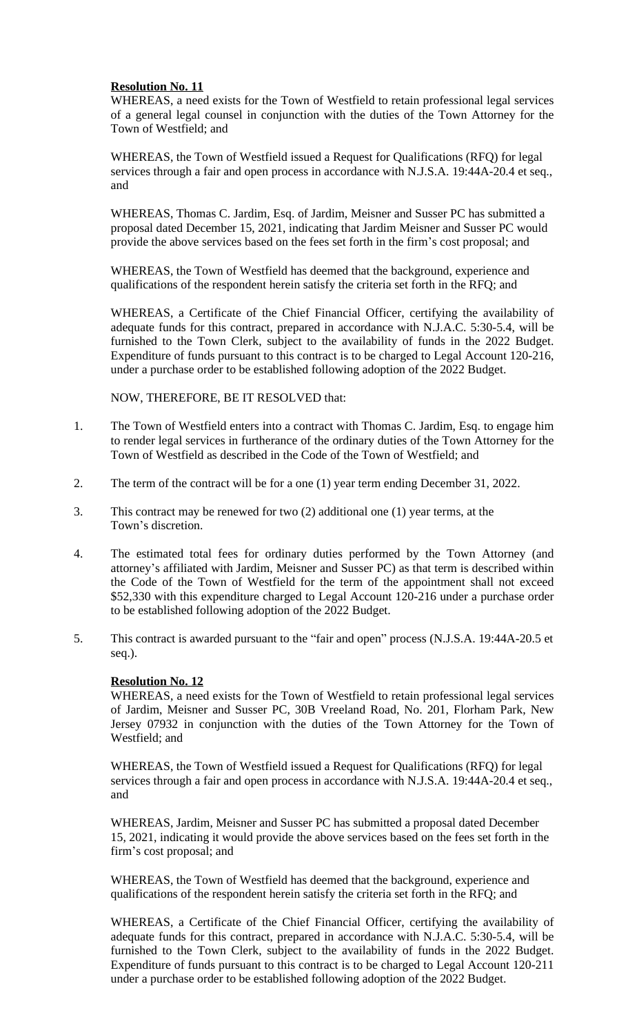**Resolution No. 11**

WHEREAS, a need exists for the Town of Westfield to retain professional legal services of a general legal counsel in conjunction with the duties of the Town Attorney for the Town of Westfield; and

WHEREAS, the Town of Westfield issued a Request for Qualifications (RFQ) for legal services through a fair and open process in accordance with N.J.S.A. 19:44A-20.4 et seq., and

WHEREAS, Thomas C. Jardim, Esq. of Jardim, Meisner and Susser PC has submitted a proposal dated December 15, 2021, indicating that Jardim Meisner and Susser PC would provide the above services based on the fees set forth in the firm's cost proposal; and

WHEREAS, the Town of Westfield has deemed that the background, experience and qualifications of the respondent herein satisfy the criteria set forth in the RFQ; and

WHEREAS, a Certificate of the Chief Financial Officer, certifying the availability of adequate funds for this contract, prepared in accordance with N.J.A.C. 5:30-5.4, will be furnished to the Town Clerk, subject to the availability of funds in the 2022 Budget. Expenditure of funds pursuant to this contract is to be charged to Legal Account 120-216, under a purchase order to be established following adoption of the 2022 Budget.

NOW, THEREFORE, BE IT RESOLVED that:

1. The Town of Westfield enters into a contract with Thomas C. Jardim, Esq. to engage him to render legal services in furtherance of the ordinary duties of the Town Attorney for the Town of Westfield as described in the Code of the Town of Westfield; and

2. The term of the contract will be for a one (1) year term ending December 31, 2022.

3. This contract may be renewed for two (2) additional one (1) year terms, at the Town's discretion.

4. The estimated total fees for ordinary duties performed by the Town Attorney (and attorney's affiliated with Jardim, Meisner and Susser PC) as that term is described within the Code of the Town of Westfield for the term of the appointment shall not exceed $52,330 with this expenditure charged to Legal Account 120-216 under a purchase order to be established following adoption of the 2022 Budget.

5. This contract is awarded pursuant to the "fair and open" process (N.J.S.A. 19:44A-20.5 et seq.).

**Resolution No. 12**

WHEREAS, a need exists for the Town of Westfield to retain professional legal services of Jardim, Meisner and Susser PC, 30B Vreeland Road, No. 201, Florham Park, New Jersey 07932 in conjunction with the duties of the Town Attorney for the Town of Westfield; and

WHEREAS, the Town of Westfield issued a Request for Qualifications (RFQ) for legal services through a fair and open process in accordance with N.J.S.A. 19:44A-20.4 et seq., and

WHEREAS, Jardim, Meisner and Susser PC has submitted a proposal dated December 15, 2021, indicating it would provide the above services based on the fees set forth in the firm's cost proposal; and

WHEREAS, the Town of Westfield has deemed that the background, experience and qualifications of the respondent herein satisfy the criteria set forth in the RFQ; and

WHEREAS, a Certificate of the Chief Financial Officer, certifying the availability of adequate funds for this contract, prepared in accordance with N.J.A.C. 5:30-5.4, will be furnished to the Town Clerk, subject to the availability of funds in the 2022 Budget. Expenditure of funds pursuant to this contract is to be charged to Legal Account 120-211 under a purchase order to be established following adoption of the 2022 Budget.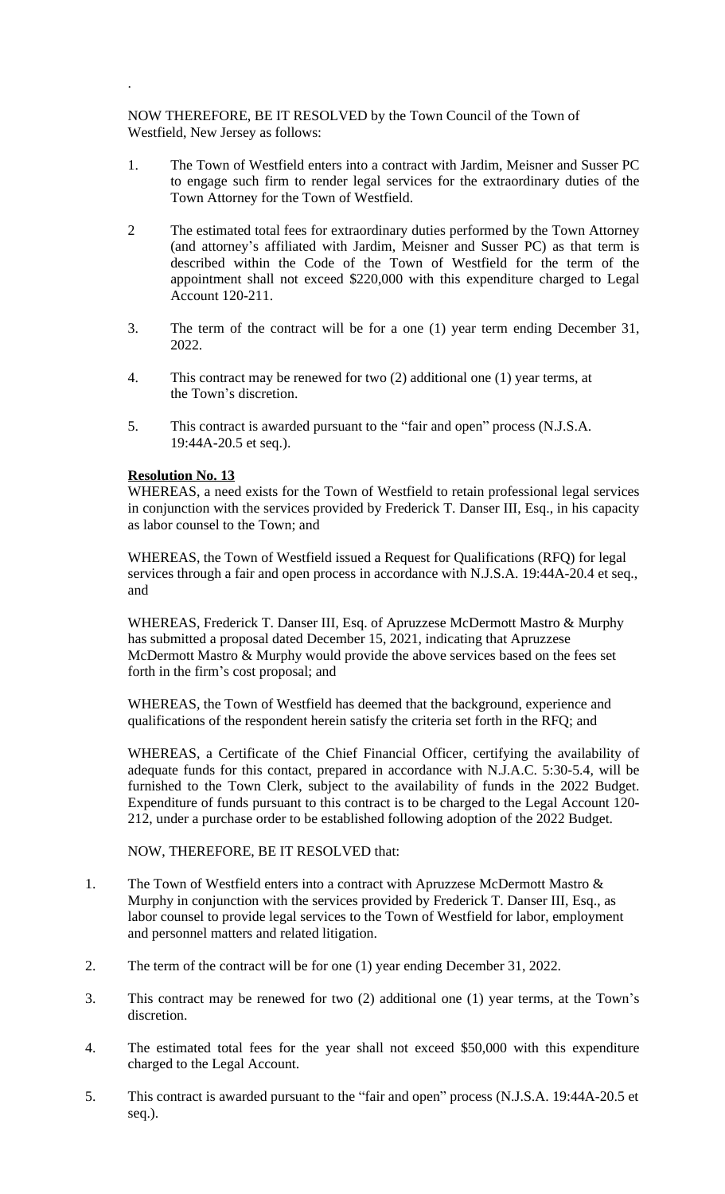.

NOW THEREFORE, BE IT RESOLVED by the Town Council of the Town of Westfield, New Jersey as follows:

1. The Town of Westfield enters into a contract with Jardim, Meisner and Susser PC to engage such firm to render legal services for the extraordinary duties of the Town Attorney for the Town of Westfield.

2 The estimated total fees for extraordinary duties performed by the Town Attorney (and attorney's affiliated with Jardim, Meisner and Susser PC) as that term is described within the Code of the Town of Westfield for the term of the appointment shall not exceed $220,000 with this expenditure charged to Legal Account 120-211.

3. The term of the contract will be for a one (1) year term ending December 31, 2022.

4. This contract may be renewed for two (2) additional one (1) year terms, at the Town's discretion.

5. This contract is awarded pursuant to the "fair and open" process (N.J.S.A. 19:44A-20.5 et seq.).

**Resolution No. 13**

WHEREAS, a need exists for the Town of Westfield to retain professional legal services in conjunction with the services provided by Frederick T. Danser III, Esq., in his capacity as labor counsel to the Town; and

WHEREAS, the Town of Westfield issued a Request for Qualifications (RFQ) for legal services through a fair and open process in accordance with N.J.S.A. 19:44A-20.4 et seq., and

WHEREAS, Frederick T. Danser III, Esq. of Apruzzese McDermott Mastro & Murphy has submitted a proposal dated December 15, 2021, indicating that Apruzzese McDermott Mastro & Murphy would provide the above services based on the fees set forth in the firm's cost proposal; and

WHEREAS, the Town of Westfield has deemed that the background, experience and qualifications of the respondent herein satisfy the criteria set forth in the RFQ; and

WHEREAS, a Certificate of the Chief Financial Officer, certifying the availability of adequate funds for this contact, prepared in accordance with N.J.A.C. 5:30-5.4, will be furnished to the Town Clerk, subject to the availability of funds in the 2022 Budget. Expenditure of funds pursuant to this contract is to be charged to the Legal Account 120-212, under a purchase order to be established following adoption of the 2022 Budget.

NOW, THEREFORE, BE IT RESOLVED that:

1. The Town of Westfield enters into a contract with Apruzzese McDermott Mastro & Murphy in conjunction with the services provided by Frederick T. Danser III, Esq., as labor counsel to provide legal services to the Town of Westfield for labor, employment and personnel matters and related litigation.

2. The term of the contract will be for one (1) year ending December 31, 2022.

3. This contract may be renewed for two (2) additional one (1) year terms, at the Town's discretion.

4. The estimated total fees for the year shall not exceed $50,000 with this expenditure charged to the Legal Account.

5. This contract is awarded pursuant to the "fair and open" process (N.J.S.A. 19:44A-20.5 et seq.).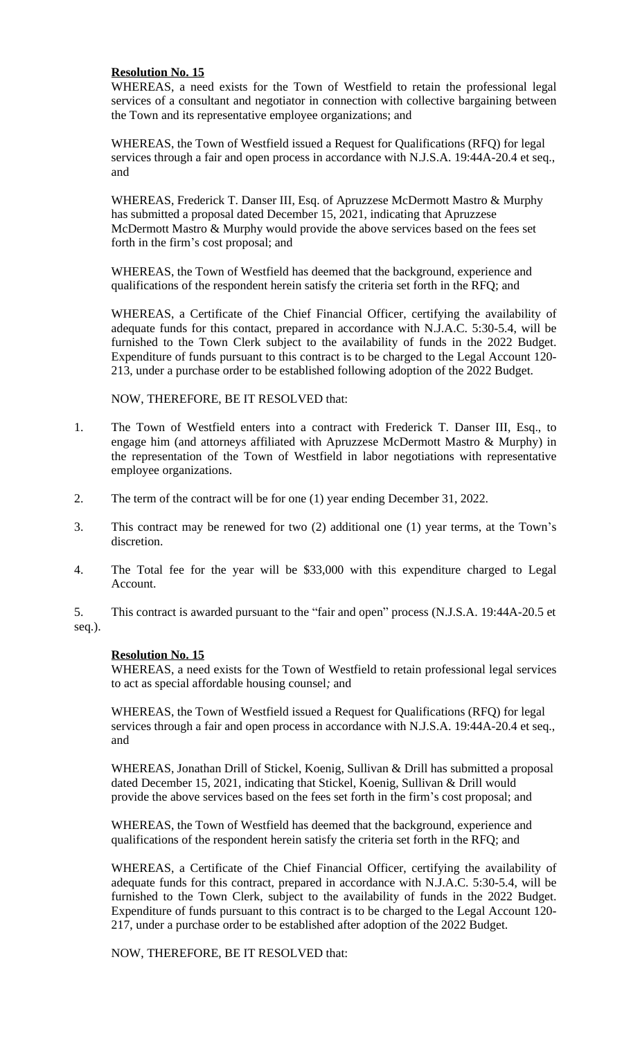**Resolution No. 15**

WHEREAS, a need exists for the Town of Westfield to retain the professional legal services of a consultant and negotiator in connection with collective bargaining between the Town and its representative employee organizations; and

WHEREAS, the Town of Westfield issued a Request for Qualifications (RFQ) for legal services through a fair and open process in accordance with N.J.S.A. 19:44A-20.4 et seq., and

WHEREAS, Frederick T. Danser III, Esq. of Apruzzese McDermott Mastro & Murphy has submitted a proposal dated December 15, 2021, indicating that Apruzzese McDermott Mastro & Murphy would provide the above services based on the fees set forth in the firm's cost proposal; and

WHEREAS, the Town of Westfield has deemed that the background, experience and qualifications of the respondent herein satisfy the criteria set forth in the RFQ; and

WHEREAS, a Certificate of the Chief Financial Officer, certifying the availability of adequate funds for this contact, prepared in accordance with N.J.A.C. 5:30-5.4, will be furnished to the Town Clerk subject to the availability of funds in the 2022 Budget. Expenditure of funds pursuant to this contract is to be charged to the Legal Account 120-213, under a purchase order to be established following adoption of the 2022 Budget.

NOW, THEREFORE, BE IT RESOLVED that:

1. The Town of Westfield enters into a contract with Frederick T. Danser III, Esq., to engage him (and attorneys affiliated with Apruzzese McDermott Mastro & Murphy) in the representation of the Town of Westfield in labor negotiations with representative employee organizations.

2. The term of the contract will be for one (1) year ending December 31, 2022.

3. This contract may be renewed for two (2) additional one (1) year terms, at the Town's discretion.

4. The Total fee for the year will be $33,000 with this expenditure charged to Legal Account.

5. This contract is awarded pursuant to the "fair and open" process (N.J.S.A. 19:44A-20.5 et seq.).

**Resolution No. 15**

WHEREAS, a need exists for the Town of Westfield to retain professional legal services to act as special affordable housing counsel*;* and

WHEREAS, the Town of Westfield issued a Request for Qualifications (RFQ) for legal services through a fair and open process in accordance with N.J.S.A. 19:44A-20.4 et seq., and

WHEREAS, Jonathan Drill of Stickel, Koenig, Sullivan & Drill has submitted a proposal dated December 15, 2021, indicating that Stickel, Koenig, Sullivan & Drill would provide the above services based on the fees set forth in the firm's cost proposal; and

WHEREAS, the Town of Westfield has deemed that the background, experience and qualifications of the respondent herein satisfy the criteria set forth in the RFQ; and

WHEREAS, a Certificate of the Chief Financial Officer, certifying the availability of adequate funds for this contract, prepared in accordance with N.J.A.C. 5:30-5.4, will be furnished to the Town Clerk, subject to the availability of funds in the 2022 Budget. Expenditure of funds pursuant to this contract is to be charged to the Legal Account 120-217, under a purchase order to be established after adoption of the 2022 Budget.

NOW, THEREFORE, BE IT RESOLVED that: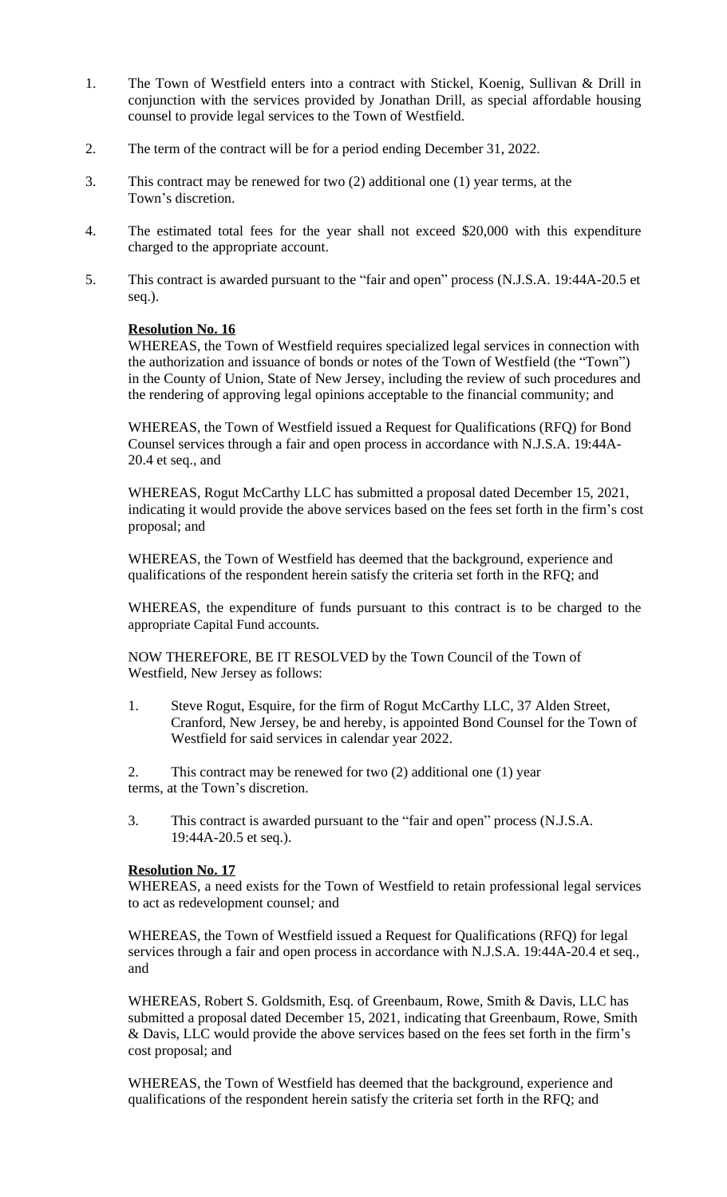1. The Town of Westfield enters into a contract with Stickel, Koenig, Sullivan & Drill in conjunction with the services provided by Jonathan Drill, as special affordable housing counsel to provide legal services to the Town of Westfield.

2. The term of the contract will be for a period ending December 31, 2022.

3. This contract may be renewed for two (2) additional one (1) year terms, at the Town's discretion.

4. The estimated total fees for the year shall not exceed $20,000 with this expenditure charged to the appropriate account.

5. This contract is awarded pursuant to the "fair and open" process (N.J.S.A. 19:44A-20.5 et seq.).

**Resolution No. 16**

WHEREAS, the Town of Westfield requires specialized legal services in connection with the authorization and issuance of bonds or notes of the Town of Westfield (the "Town") in the County of Union, State of New Jersey, including the review of such procedures and the rendering of approving legal opinions acceptable to the financial community; and

WHEREAS, the Town of Westfield issued a Request for Qualifications (RFQ) for Bond Counsel services through a fair and open process in accordance with N.J.S.A. 19:44A-20.4 et seq., and

WHEREAS, Rogut McCarthy LLC has submitted a proposal dated December 15, 2021, indicating it would provide the above services based on the fees set forth in the firm's cost proposal; and

WHEREAS, the Town of Westfield has deemed that the background, experience and qualifications of the respondent herein satisfy the criteria set forth in the RFQ; and

WHEREAS, the expenditure of funds pursuant to this contract is to be charged to the appropriate Capital Fund accounts.

NOW THEREFORE, BE IT RESOLVED by the Town Council of the Town of Westfield, New Jersey as follows:

1. Steve Rogut, Esquire, for the firm of Rogut McCarthy LLC, 37 Alden Street, Cranford, New Jersey, be and hereby, is appointed Bond Counsel for the Town of Westfield for said services in calendar year 2022.

2. This contract may be renewed for two (2) additional one (1) year terms, at the Town's discretion.

3. This contract is awarded pursuant to the "fair and open" process (N.J.S.A. 19:44A-20.5 et seq.).

**Resolution No. 17**

WHEREAS, a need exists for the Town of Westfield to retain professional legal services to act as redevelopment counsel*;* and

WHEREAS, the Town of Westfield issued a Request for Qualifications (RFQ) for legal services through a fair and open process in accordance with N.J.S.A. 19:44A-20.4 et seq., and

WHEREAS, Robert S. Goldsmith, Esq. of Greenbaum, Rowe, Smith & Davis, LLC has submitted a proposal dated December 15, 2021, indicating that Greenbaum, Rowe, Smith & Davis, LLC would provide the above services based on the fees set forth in the firm's cost proposal; and

WHEREAS, the Town of Westfield has deemed that the background, experience and qualifications of the respondent herein satisfy the criteria set forth in the RFQ; and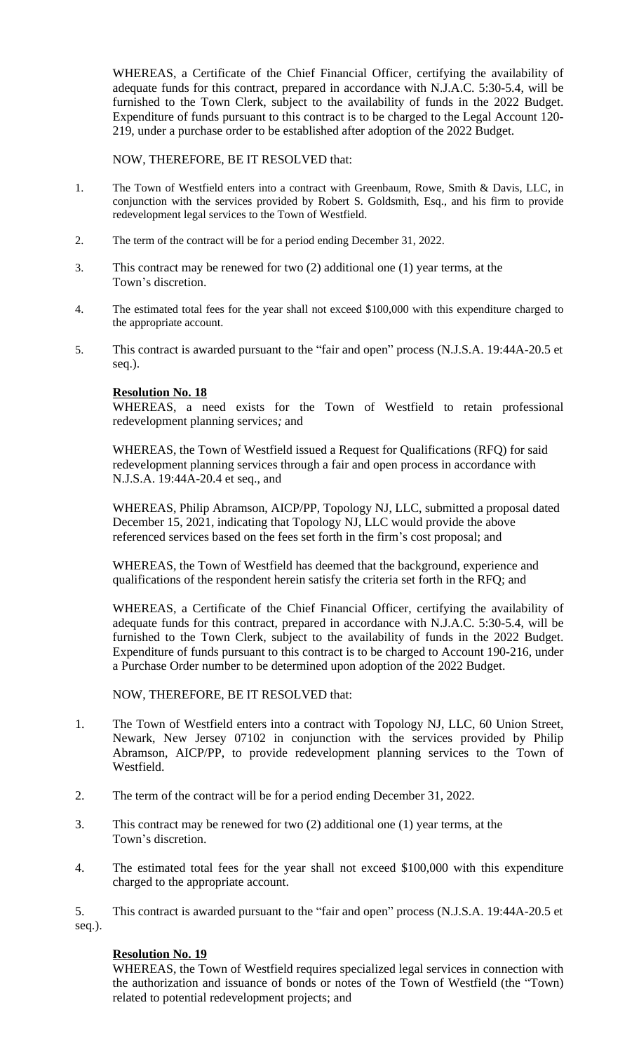WHEREAS, a Certificate of the Chief Financial Officer, certifying the availability of adequate funds for this contract, prepared in accordance with N.J.A.C. 5:30-5.4, will be furnished to the Town Clerk, subject to the availability of funds in the 2022 Budget. Expenditure of funds pursuant to this contract is to be charged to the Legal Account 120-219, under a purchase order to be established after adoption of the 2022 Budget.

NOW, THEREFORE, BE IT RESOLVED that:

1. The Town of Westfield enters into a contract with Greenbaum, Rowe, Smith & Davis, LLC, in conjunction with the services provided by Robert S. Goldsmith, Esq., and his firm to provide redevelopment legal services to the Town of Westfield.
2. The term of the contract will be for a period ending December 31, 2022.
3. This contract may be renewed for two (2) additional one (1) year terms, at the Town's discretion.
4. The estimated total fees for the year shall not exceed $100,000 with this expenditure charged to the appropriate account.
5. This contract is awarded pursuant to the "fair and open" process (N.J.S.A. 19:44A-20.5 et seq.).

**Resolution No. 18**

WHEREAS, a need exists for the Town of Westfield to retain professional redevelopment planning services*;* and

WHEREAS, the Town of Westfield issued a Request for Qualifications (RFQ) for said redevelopment planning services through a fair and open process in accordance with N.J.S.A. 19:44A-20.4 et seq., and

WHEREAS, Philip Abramson, AICP/PP, Topology NJ, LLC, submitted a proposal dated December 15, 2021, indicating that Topology NJ, LLC would provide the above referenced services based on the fees set forth in the firm's cost proposal; and

WHEREAS, the Town of Westfield has deemed that the background, experience and qualifications of the respondent herein satisfy the criteria set forth in the RFQ; and

WHEREAS, a Certificate of the Chief Financial Officer, certifying the availability of adequate funds for this contract, prepared in accordance with N.J.A.C. 5:30-5.4, will be furnished to the Town Clerk, subject to the availability of funds in the 2022 Budget. Expenditure of funds pursuant to this contract is to be charged to Account 190-216, under a Purchase Order number to be determined upon adoption of the 2022 Budget.

NOW, THEREFORE, BE IT RESOLVED that:

1. The Town of Westfield enters into a contract with Topology NJ, LLC, 60 Union Street, Newark, New Jersey 07102 in conjunction with the services provided by Philip Abramson, AICP/PP, to provide redevelopment planning services to the Town of Westfield.
2. The term of the contract will be for a period ending December 31, 2022.
3. This contract may be renewed for two (2) additional one (1) year terms, at the Town's discretion.
4. The estimated total fees for the year shall not exceed $100,000 with this expenditure charged to the appropriate account.
5. This contract is awarded pursuant to the "fair and open" process (N.J.S.A. 19:44A-20.5 et seq.).

**Resolution No. 19**

WHEREAS, the Town of Westfield requires specialized legal services in connection with the authorization and issuance of bonds or notes of the Town of Westfield (the "Town) related to potential redevelopment projects; and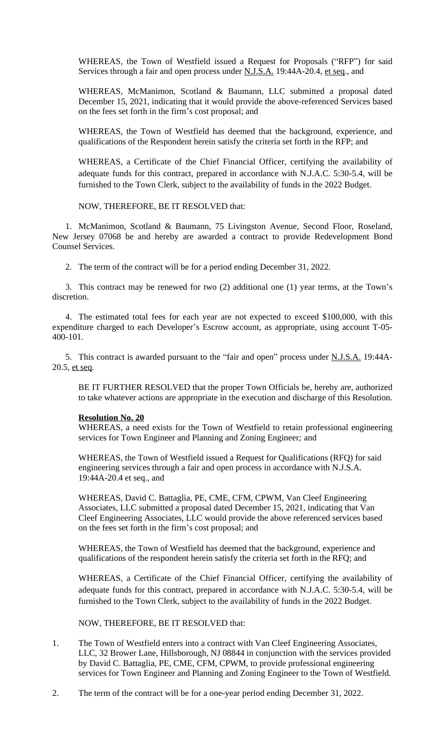WHEREAS, the Town of Westfield issued a Request for Proposals ("RFP") for said Services through a fair and open process under N.J.S.A. 19:44A-20.4, et seq., and

WHEREAS, McManimon, Scotland & Baumann, LLC submitted a proposal dated December 15, 2021, indicating that it would provide the above-referenced Services based on the fees set forth in the firm's cost proposal; and

WHEREAS, the Town of Westfield has deemed that the background, experience, and qualifications of the Respondent herein satisfy the criteria set forth in the RFP; and

WHEREAS, a Certificate of the Chief Financial Officer, certifying the availability of adequate funds for this contract, prepared in accordance with N.J.A.C. 5:30-5.4, will be furnished to the Town Clerk, subject to the availability of funds in the 2022 Budget.

NOW, THEREFORE, BE IT RESOLVED that:

1. McManimon, Scotland & Baumann, 75 Livingston Avenue, Second Floor, Roseland, New Jersey 07068 be and hereby are awarded a contract to provide Redevelopment Bond Counsel Services.

2. The term of the contract will be for a period ending December 31, 2022.

3. This contract may be renewed for two (2) additional one (1) year terms, at the Town's discretion.

4. The estimated total fees for each year are not expected to exceed $100,000, with this expenditure charged to each Developer's Escrow account, as appropriate, using account T-05-400-101.

5. This contract is awarded pursuant to the "fair and open" process under N.J.S.A. 19:44A-20.5, et seq.

BE IT FURTHER RESOLVED that the proper Town Officials be, hereby are, authorized to take whatever actions are appropriate in the execution and discharge of this Resolution.

**Resolution No. 20**

WHEREAS, a need exists for the Town of Westfield to retain professional engineering services for Town Engineer and Planning and Zoning Engineer*;* and

WHEREAS, the Town of Westfield issued a Request for Qualifications (RFQ) for said engineering services through a fair and open process in accordance with N.J.S.A. 19:44A-20.4 et seq., and

WHEREAS, David C. Battaglia, PE, CME, CFM, CPWM, Van Cleef Engineering Associates, LLC submitted a proposal dated December 15, 2021, indicating that Van Cleef Engineering Associates, LLC would provide the above referenced services based on the fees set forth in the firm's cost proposal; and

WHEREAS, the Town of Westfield has deemed that the background, experience and qualifications of the respondent herein satisfy the criteria set forth in the RFQ; and

WHEREAS, a Certificate of the Chief Financial Officer, certifying the availability of adequate funds for this contract, prepared in accordance with N.J.A.C. 5:30-5.4, will be furnished to the Town Clerk, subject to the availability of funds in the 2022 Budget.

NOW, THEREFORE, BE IT RESOLVED that:

1. The Town of Westfield enters into a contract with Van Cleef Engineering Associates, LLC, 32 Brower Lane, Hillsborough, NJ 08844 in conjunction with the services provided by David C. Battaglia, PE, CME, CFM, CPWM, to provide professional engineering services for Town Engineer and Planning and Zoning Engineer to the Town of Westfield.

2. The term of the contract will be for a one-year period ending December 31, 2022.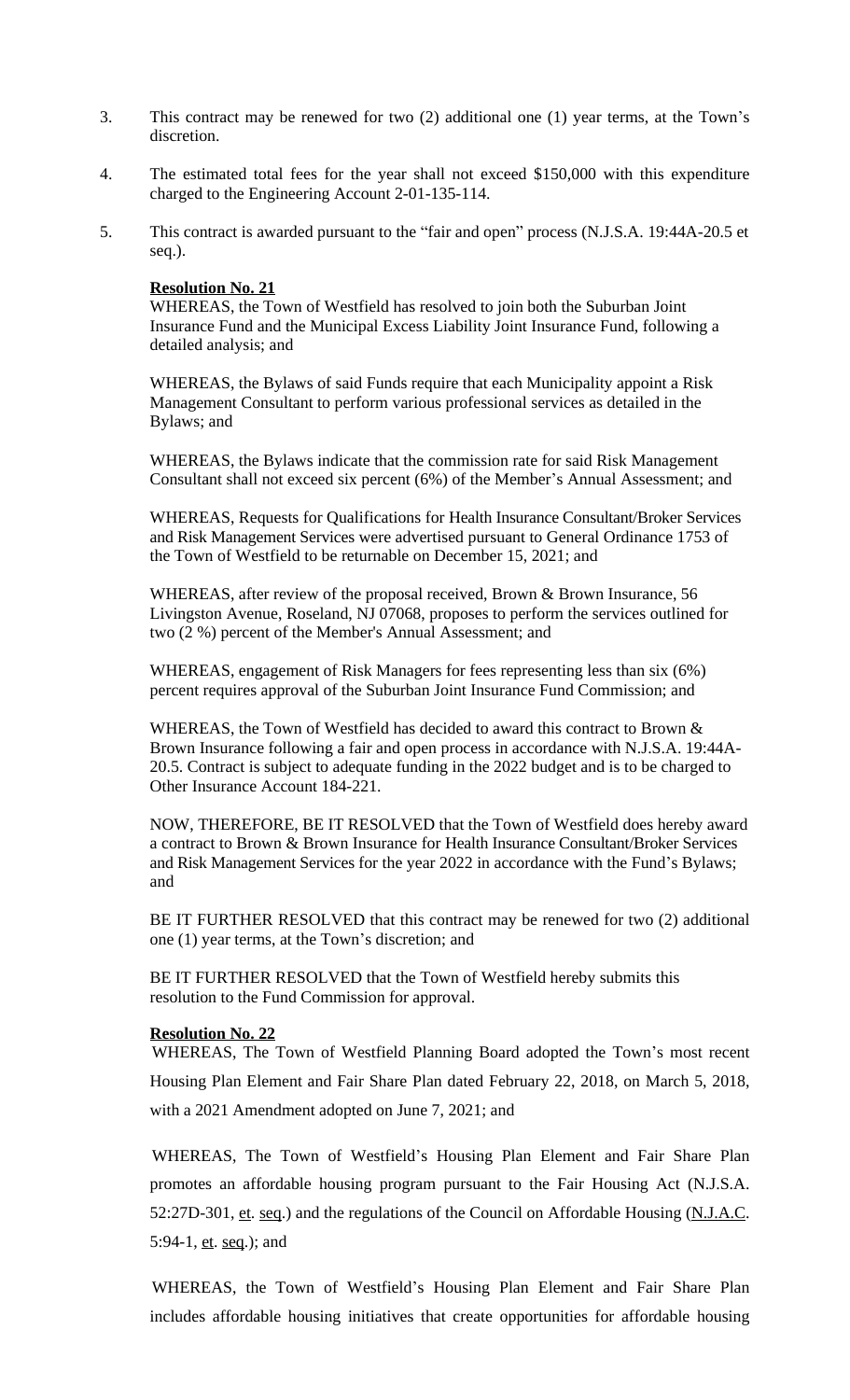3. This contract may be renewed for two (2) additional one (1) year terms, at the Town's discretion.

4. The estimated total fees for the year shall not exceed $150,000 with this expenditure charged to the Engineering Account 2-01-135-114.

5. This contract is awarded pursuant to the "fair and open" process (N.J.S.A. 19:44A-20.5 et seq.).

**Resolution No. 21**

WHEREAS, the Town of Westfield has resolved to join both the Suburban Joint Insurance Fund and the Municipal Excess Liability Joint Insurance Fund, following a detailed analysis; and

WHEREAS, the Bylaws of said Funds require that each Municipality appoint a Risk Management Consultant to perform various professional services as detailed in the Bylaws; and

WHEREAS, the Bylaws indicate that the commission rate for said Risk Management Consultant shall not exceed six percent (6%) of the Member's Annual Assessment; and

WHEREAS, Requests for Qualifications for Health Insurance Consultant/Broker Services and Risk Management Services were advertised pursuant to General Ordinance 1753 of the Town of Westfield to be returnable on December 15, 2021; and

WHEREAS, after review of the proposal received, Brown & Brown Insurance, 56 Livingston Avenue, Roseland, NJ 07068, proposes to perform the services outlined for two (2 %) percent of the Member's Annual Assessment; and

WHEREAS, engagement of Risk Managers for fees representing less than six (6%) percent requires approval of the Suburban Joint Insurance Fund Commission; and

WHEREAS, the Town of Westfield has decided to award this contract to Brown & Brown Insurance following a fair and open process in accordance with N.J.S.A. 19:44A-20.5. Contract is subject to adequate funding in the 2022 budget and is to be charged to Other Insurance Account 184-221.

NOW, THEREFORE, BE IT RESOLVED that the Town of Westfield does hereby award a contract to Brown & Brown Insurance for Health Insurance Consultant/Broker Services and Risk Management Services for the year 2022 in accordance with the Fund's Bylaws; and

BE IT FURTHER RESOLVED that this contract may be renewed for two (2) additional one (1) year terms, at the Town's discretion; and

BE IT FURTHER RESOLVED that the Town of Westfield hereby submits this resolution to the Fund Commission for approval.

**Resolution No. 22**

WHEREAS, The Town of Westfield Planning Board adopted the Town's most recent Housing Plan Element and Fair Share Plan dated February 22, 2018, on March 5, 2018, with a 2021 Amendment adopted on June 7, 2021; and

WHEREAS, The Town of Westfield's Housing Plan Element and Fair Share Plan promotes an affordable housing program pursuant to the Fair Housing Act (N.J.S.A. 52:27D-301, et. seq.) and the regulations of the Council on Affordable Housing (N.J.A.C. 5:94-1, et. seq.); and

WHEREAS, the Town of Westfield's Housing Plan Element and Fair Share Plan includes affordable housing initiatives that create opportunities for affordable housing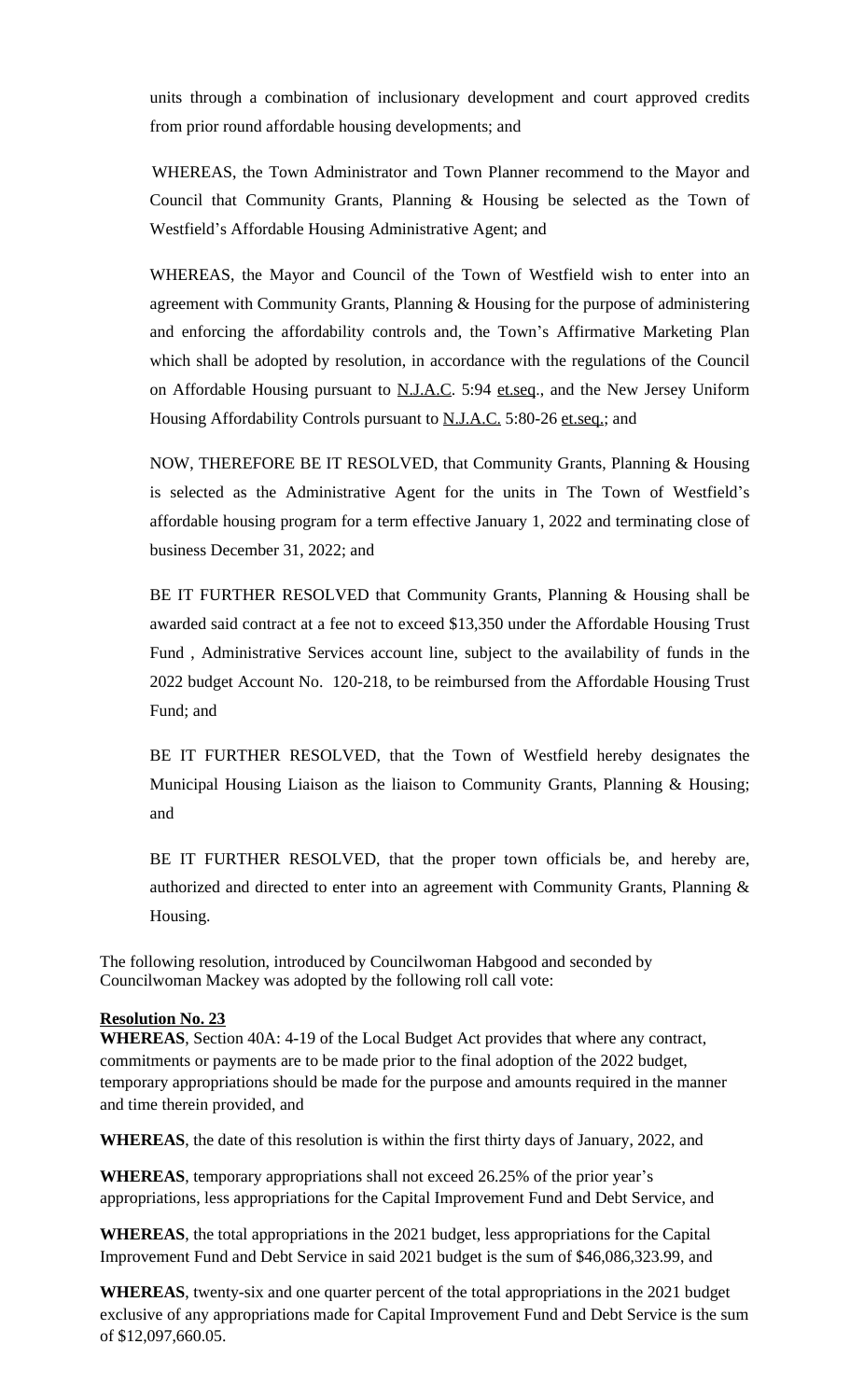units through a combination of inclusionary development and court approved credits from prior round affordable housing developments; and

WHEREAS, the Town Administrator and Town Planner recommend to the Mayor and Council that Community Grants, Planning & Housing be selected as the Town of Westfield's Affordable Housing Administrative Agent; and

WHEREAS, the Mayor and Council of the Town of Westfield wish to enter into an agreement with Community Grants, Planning & Housing for the purpose of administering and enforcing the affordability controls and, the Town's Affirmative Marketing Plan which shall be adopted by resolution, in accordance with the regulations of the Council on Affordable Housing pursuant to N.J.A.C. 5:94 et.seq., and the New Jersey Uniform Housing Affordability Controls pursuant to N.J.A.C. 5:80-26 et.seq.; and

NOW, THEREFORE BE IT RESOLVED, that Community Grants, Planning & Housing is selected as the Administrative Agent for the units in The Town of Westfield's affordable housing program for a term effective January 1, 2022 and terminating close of business December 31, 2022; and

BE IT FURTHER RESOLVED that Community Grants, Planning & Housing shall be awarded said contract at a fee not to exceed $13,350 under the Affordable Housing Trust Fund , Administrative Services account line, subject to the availability of funds in the 2022 budget Account No. 120-218, to be reimbursed from the Affordable Housing Trust Fund; and

BE IT FURTHER RESOLVED, that the Town of Westfield hereby designates the Municipal Housing Liaison as the liaison to Community Grants, Planning & Housing; and

BE IT FURTHER RESOLVED, that the proper town officials be, and hereby are, authorized and directed to enter into an agreement with Community Grants, Planning & Housing.

The following resolution, introduced by Councilwoman Habgood and seconded by Councilwoman Mackey was adopted by the following roll call vote:

**Resolution No. 23**

**WHEREAS**, Section 40A: 4-19 of the Local Budget Act provides that where any contract, commitments or payments are to be made prior to the final adoption of the 2022 budget, temporary appropriations should be made for the purpose and amounts required in the manner and time therein provided, and

**WHEREAS**, the date of this resolution is within the first thirty days of January, 2022, and

**WHEREAS**, temporary appropriations shall not exceed 26.25% of the prior year's appropriations, less appropriations for the Capital Improvement Fund and Debt Service, and

**WHEREAS**, the total appropriations in the 2021 budget, less appropriations for the Capital Improvement Fund and Debt Service in said 2021 budget is the sum of $46,086,323.99, and

**WHEREAS**, twenty-six and one quarter percent of the total appropriations in the 2021 budget exclusive of any appropriations made for Capital Improvement Fund and Debt Service is the sum of $12,097,660.05.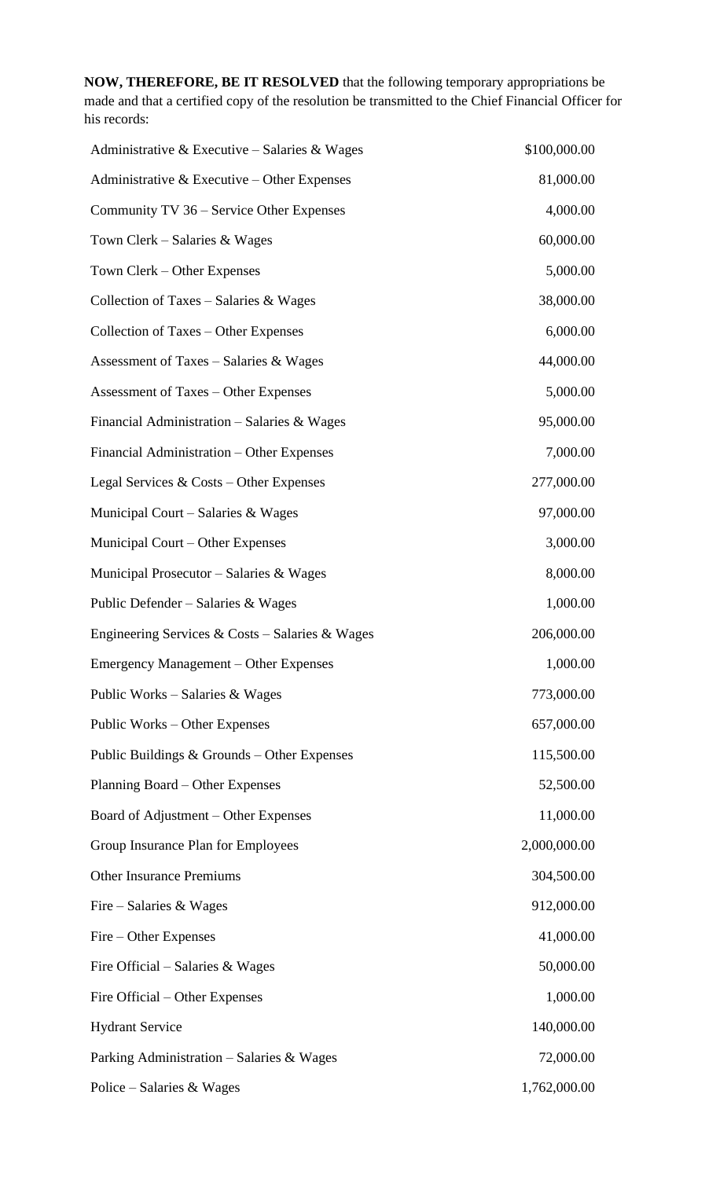**NOW, THEREFORE, BE IT RESOLVED** that the following temporary appropriations be made and that a certified copy of the resolution be transmitted to the Chief Financial Officer for his records:

| | |
|---|---|
| Administrative & Executive – Salaries & Wages | $100,000.00 |
| Administrative & Executive – Other Expenses | 81,000.00 |
| Community TV 36 – Service Other Expenses | 4,000.00 |
| Town Clerk – Salaries & Wages | 60,000.00 |
| Town Clerk – Other Expenses | 5,000.00 |
| Collection of Taxes – Salaries & Wages | 38,000.00 |
| Collection of Taxes – Other Expenses | 6,000.00 |
| Assessment of Taxes – Salaries & Wages | 44,000.00 |
| Assessment of Taxes – Other Expenses | 5,000.00 |
| Financial Administration – Salaries & Wages | 95,000.00 |
| Financial Administration – Other Expenses | 7,000.00 |
| Legal Services & Costs – Other Expenses | 277,000.00 |
| Municipal Court – Salaries & Wages | 97,000.00 |
| Municipal Court – Other Expenses | 3,000.00 |
| Municipal Prosecutor – Salaries & Wages | 8,000.00 |
| Public Defender – Salaries & Wages | 1,000.00 |
| Engineering Services & Costs – Salaries & Wages | 206,000.00 |
| Emergency Management – Other Expenses | 1,000.00 |
| Public Works – Salaries & Wages | 773,000.00 |
| Public Works – Other Expenses | 657,000.00 |
| Public Buildings & Grounds – Other Expenses | 115,500.00 |
| Planning Board – Other Expenses | 52,500.00 |
| Board of Adjustment – Other Expenses | 11,000.00 |
| Group Insurance Plan for Employees | 2,000,000.00 |
| Other Insurance Premiums | 304,500.00 |
| Fire – Salaries & Wages | 912,000.00 |
| Fire – Other Expenses | 41,000.00 |
| Fire Official – Salaries & Wages | 50,000.00 |
| Fire Official – Other Expenses | 1,000.00 |
| Hydrant Service | 140,000.00 |
| Parking Administration – Salaries & Wages | 72,000.00 |
| Police – Salaries & Wages | 1,762,000.00 |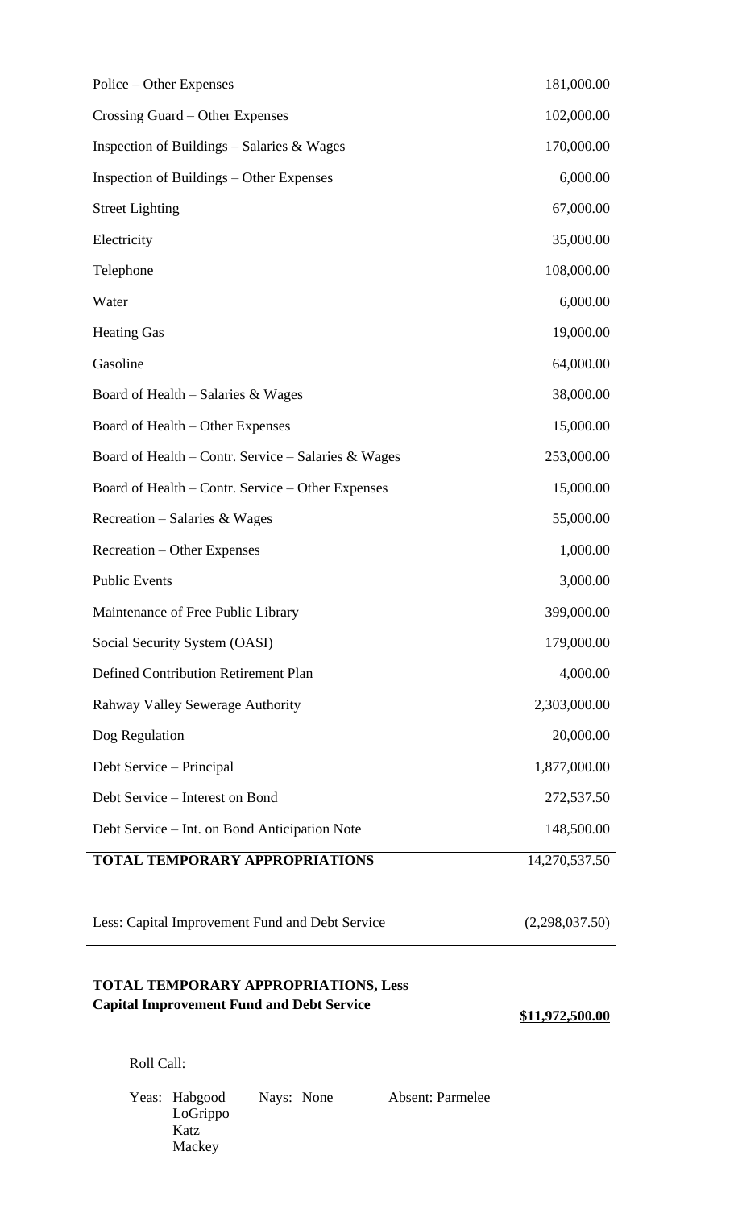| | |
|---|---|
| Police – Other Expenses | 181,000.00 |
| Crossing Guard – Other Expenses | 102,000.00 |
| Inspection of Buildings – Salaries & Wages | 170,000.00 |
| Inspection of Buildings – Other Expenses | 6,000.00 |
| Street Lighting | 67,000.00 |
| Electricity | 35,000.00 |
| Telephone | 108,000.00 |
| Water | 6,000.00 |
| Heating Gas | 19,000.00 |
| Gasoline | 64,000.00 |
| Board of Health – Salaries & Wages | 38,000.00 |
| Board of Health – Other Expenses | 15,000.00 |
| Board of Health – Contr. Service – Salaries & Wages | 253,000.00 |
| Board of Health – Contr. Service – Other Expenses | 15,000.00 |
| Recreation – Salaries & Wages | 55,000.00 |
| Recreation – Other Expenses | 1,000.00 |
| Public Events | 3,000.00 |
| Maintenance of Free Public Library | 399,000.00 |
| Social Security System (OASI) | 179,000.00 |
| Defined Contribution Retirement Plan | 4,000.00 |
| Rahway Valley Sewerage Authority | 2,303,000.00 |
| Dog Regulation | 20,000.00 |
| Debt Service – Principal | 1,877,000.00 |
| Debt Service – Interest on Bond | 272,537.50 |
| Debt Service – Int. on Bond Anticipation Note | 148,500.00 |
| **TOTAL TEMPORARY APPROPRIATIONS** | 14,270,537.50 |
| Less: Capital Improvement Fund and Debt Service | (2,298,037.50) |
| **TOTAL TEMPORARY APPROPRIATIONS, Less Capital Improvement Fund and Debt Service** | **\$11,972,500.00** |

Roll Call:

Yeas: Habgood, LoGrippo, Katz, Mackey

Nays: None

Absent: Parmelee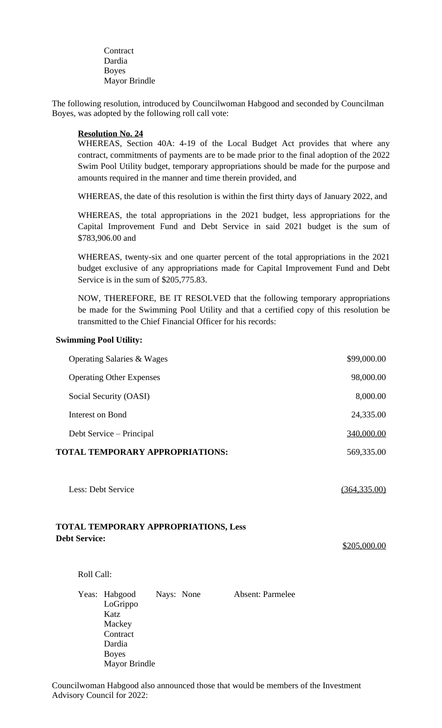Contract
Dardia
Boyes
Mayor Brindle

The following resolution, introduced by Councilwoman Habgood and seconded by Councilman Boyes, was adopted by the following roll call vote:

**Resolution No. 24**

WHEREAS, Section 40A: 4-19 of the Local Budget Act provides that where any contract, commitments of payments are to be made prior to the final adoption of the 2022 Swim Pool Utility budget, temporary appropriations should be made for the purpose and amounts required in the manner and time therein provided, and

WHEREAS, the date of this resolution is within the first thirty days of January 2022, and

WHEREAS, the total appropriations in the 2021 budget, less appropriations for the Capital Improvement Fund and Debt Service in said 2021 budget is the sum of $783,906.00 and

WHEREAS, twenty-six and one quarter percent of the total appropriations in the 2021 budget exclusive of any appropriations made for Capital Improvement Fund and Debt Service is in the sum of $205,775.83.

NOW, THEREFORE, BE IT RESOLVED that the following temporary appropriations be made for the Swimming Pool Utility and that a certified copy of this resolution be transmitted to the Chief Financial Officer for his records:

**Swimming Pool Utility:**

| | |
|---|---|
| Operating Salaries & Wages | $99,000.00 |
| Operating Other Expenses | 98,000.00 |
| Social Security (OASI) | 8,000.00 |
| Interest on Bond | 24,335.00 |
| Debt Service – Principal | 340,000.00 |
| **TOTAL TEMPORARY APPROPRIATIONS:** | 569,335.00 |
| Less: Debt Service | (364,335.00) |
| **TOTAL TEMPORARY APPROPRIATIONS, Less Debt Service:** | $205,000.00 |

Roll Call:

Yeas: Habgood
LoGrippo
Katz
Mackey
Contract
Dardia
Boyes
Mayor Brindle

Nays: None

Absent: Parmelee

Councilwoman Habgood also announced those that would be members of the Investment Advisory Council for 2022: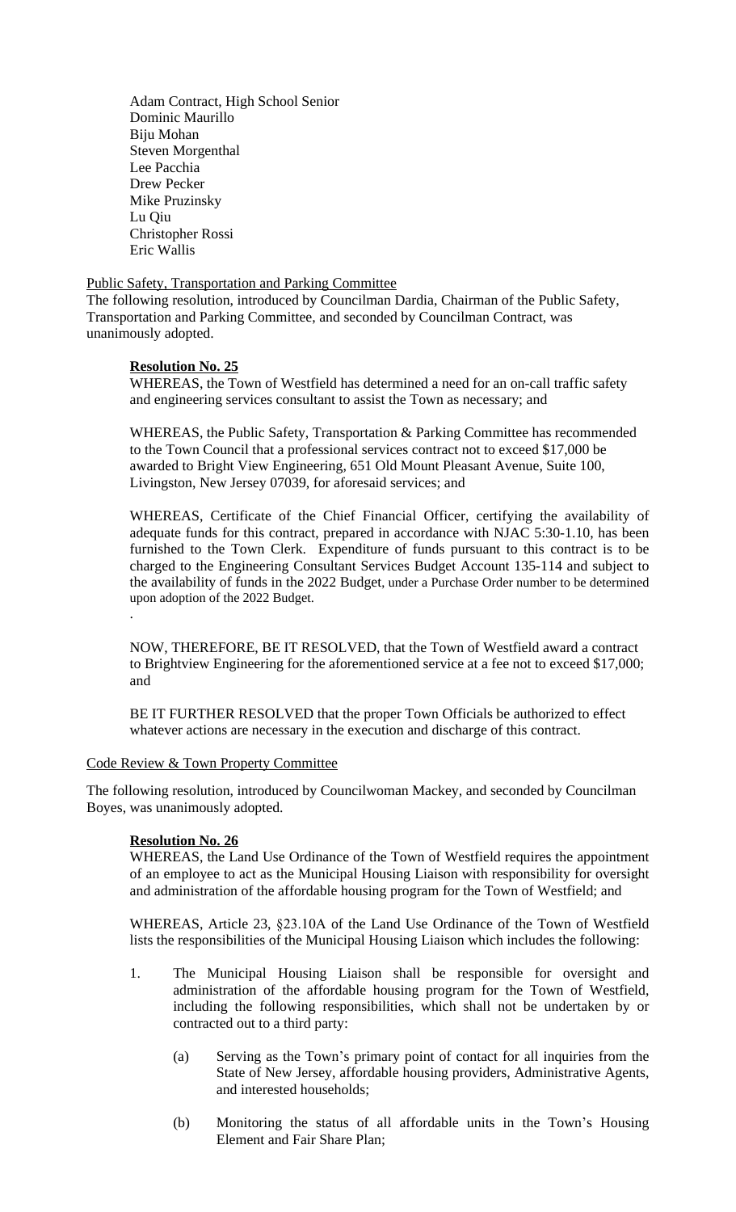Adam Contract, High School Senior
Dominic Maurillo
Biju Mohan
Steven Morgenthal
Lee Pacchia
Drew Pecker
Mike Pruzinsky
Lu Qiu
Christopher Rossi
Eric Wallis

Public Safety, Transportation and Parking Committee

The following resolution, introduced by Councilman Dardia, Chairman of the Public Safety, Transportation and Parking Committee, and seconded by Councilman Contract, was unanimously adopted.

**Resolution No. 25**

WHEREAS, the Town of Westfield has determined a need for an on-call traffic safety and engineering services consultant to assist the Town as necessary; and

WHEREAS, the Public Safety, Transportation & Parking Committee has recommended to the Town Council that a professional services contract not to exceed $17,000 be awarded to Bright View Engineering, 651 Old Mount Pleasant Avenue, Suite 100, Livingston, New Jersey 07039, for aforesaid services; and

WHEREAS, Certificate of the Chief Financial Officer, certifying the availability of adequate funds for this contract, prepared in accordance with NJAC 5:30-1.10, has been furnished to the Town Clerk. Expenditure of funds pursuant to this contract is to be charged to the Engineering Consultant Services Budget Account 135-114 and subject to the availability of funds in the 2022 Budget, under a Purchase Order number to be determined upon adoption of the 2022 Budget.

.

NOW, THEREFORE, BE IT RESOLVED, that the Town of Westfield award a contract to Brightview Engineering for the aforementioned service at a fee not to exceed $17,000; and

BE IT FURTHER RESOLVED that the proper Town Officials be authorized to effect whatever actions are necessary in the execution and discharge of this contract.

Code Review & Town Property Committee

The following resolution, introduced by Councilwoman Mackey, and seconded by Councilman Boyes, was unanimously adopted.

**Resolution No. 26**

WHEREAS, the Land Use Ordinance of the Town of Westfield requires the appointment of an employee to act as the Municipal Housing Liaison with responsibility for oversight and administration of the affordable housing program for the Town of Westfield; and

WHEREAS, Article 23, §23.10A of the Land Use Ordinance of the Town of Westfield lists the responsibilities of the Municipal Housing Liaison which includes the following:

1. The Municipal Housing Liaison shall be responsible for oversight and administration of the affordable housing program for the Town of Westfield, including the following responsibilities, which shall not be undertaken by or contracted out to a third party:

   (a) Serving as the Town's primary point of contact for all inquiries from the State of New Jersey, affordable housing providers, Administrative Agents, and interested households;

   (b) Monitoring the status of all affordable units in the Town's Housing Element and Fair Share Plan;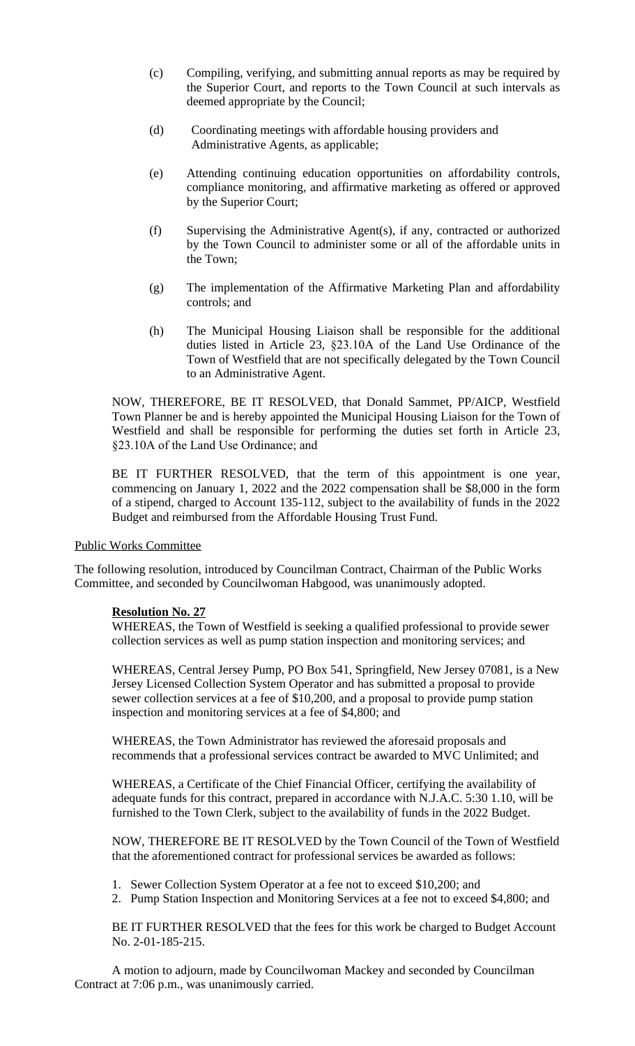(c) Compiling, verifying, and submitting annual reports as may be required by the Superior Court, and reports to the Town Council at such intervals as deemed appropriate by the Council;

(d) Coordinating meetings with affordable housing providers and Administrative Agents, as applicable;

(e) Attending continuing education opportunities on affordability controls, compliance monitoring, and affirmative marketing as offered or approved by the Superior Court;

(f) Supervising the Administrative Agent(s), if any, contracted or authorized by the Town Council to administer some or all of the affordable units in the Town;

(g) The implementation of the Affirmative Marketing Plan and affordability controls; and

(h) The Municipal Housing Liaison shall be responsible for the additional duties listed in Article 23, §23.10A of the Land Use Ordinance of the Town of Westfield that are not specifically delegated by the Town Council to an Administrative Agent.

NOW, THEREFORE, BE IT RESOLVED, that Donald Sammet, PP/AICP, Westfield Town Planner be and is hereby appointed the Municipal Housing Liaison for the Town of Westfield and shall be responsible for performing the duties set forth in Article 23, §23.10A of the Land Use Ordinance; and

BE IT FURTHER RESOLVED, that the term of this appointment is one year, commencing on January 1, 2022 and the 2022 compensation shall be $8,000 in the form of a stipend, charged to Account 135-112, subject to the availability of funds in the 2022 Budget and reimbursed from the Affordable Housing Trust Fund.

Public Works Committee

The following resolution, introduced by Councilman Contract, Chairman of the Public Works Committee, and seconded by Councilwoman Habgood, was unanimously adopted.

**Resolution No. 27**

WHEREAS, the Town of Westfield is seeking a qualified professional to provide sewer collection services as well as pump station inspection and monitoring services; and

WHEREAS, Central Jersey Pump, PO Box 541, Springfield, New Jersey 07081, is a New Jersey Licensed Collection System Operator and has submitted a proposal to provide sewer collection services at a fee of $10,200, and a proposal to provide pump station inspection and monitoring services at a fee of $4,800; and

WHEREAS, the Town Administrator has reviewed the aforesaid proposals and recommends that a professional services contract be awarded to MVC Unlimited; and

WHEREAS, a Certificate of the Chief Financial Officer, certifying the availability of adequate funds for this contract, prepared in accordance with N.J.A.C. 5:30 1.10, will be furnished to the Town Clerk, subject to the availability of funds in the 2022 Budget.

NOW, THEREFORE BE IT RESOLVED by the Town Council of the Town of Westfield that the aforementioned contract for professional services be awarded as follows:

1. Sewer Collection System Operator at a fee not to exceed $10,200; and
2. Pump Station Inspection and Monitoring Services at a fee not to exceed $4,800; and

BE IT FURTHER RESOLVED that the fees for this work be charged to Budget Account No. 2-01-185-215.

A motion to adjourn, made by Councilwoman Mackey and seconded by Councilman Contract at 7:06 p.m., was unanimously carried.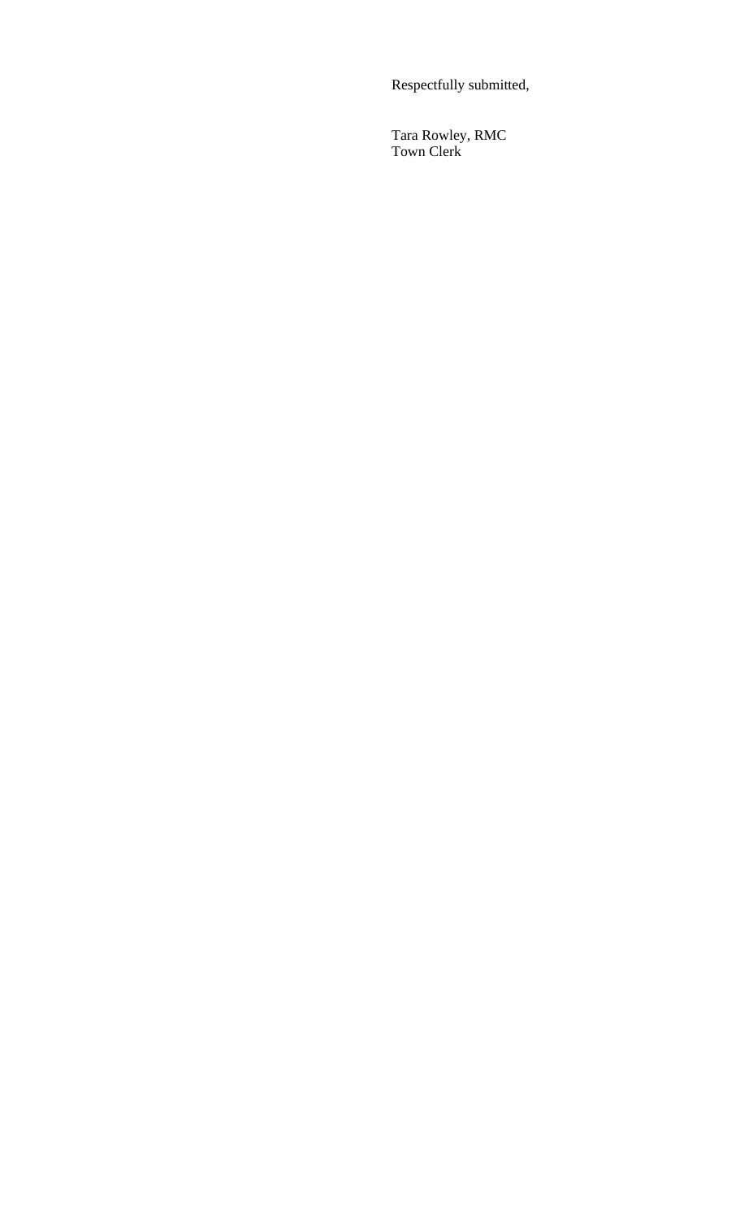Respectfully submitted,

Tara Rowley, RMC
Town Clerk